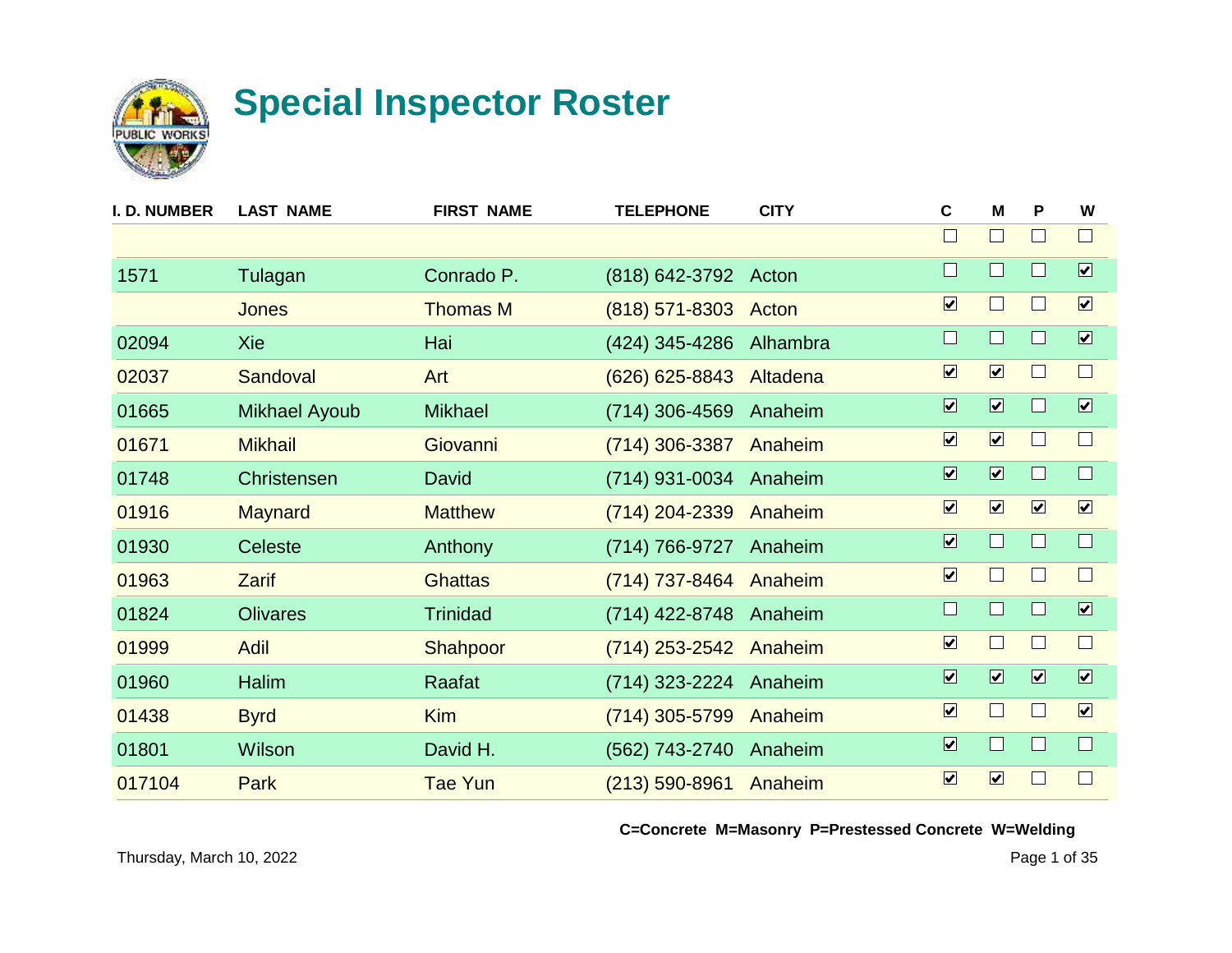# Special Inspector Roster

| I. D. NUMBER | LAST NAME | FIRST NAME | TELEPHONE | CITY | C | M | P | W |
|---|---|---|---|---|---|---|---|---|
| | | | | | ☐ | ☐ | ☐ | ☐ |
| 1571 | Tulagan | Conrado P. | (818) 642-3792 | Acton | ☐ | ☐ | ☐ | ☑ |
| | Jones | Thomas M | (818) 571-8303 | Acton | ☑ | ☐ | ☐ | ☑ |
| 02094 | Xie | Hai | (424) 345-4286 | Alhambra | ☐ | ☐ | ☐ | ☑ |
| 02037 | Sandoval | Art | (626) 625-8843 | Altadena | ☑ | ☑ | ☐ | ☐ |
| 01665 | Mikhael Ayoub | Mikhael | (714) 306-4569 | Anaheim | ☑ | ☑ | ☐ | ☑ |
| 01671 | Mikhail | Giovanni | (714) 306-3387 | Anaheim | ☑ | ☑ | ☐ | ☐ |
| 01748 | Christensen | David | (714) 931-0034 | Anaheim | ☑ | ☑ | ☐ | ☐ |
| 01916 | Maynard | Matthew | (714) 204-2339 | Anaheim | ☑ | ☑ | ☑ | ☑ |
| 01930 | Celeste | Anthony | (714) 766-9727 | Anaheim | ☑ | ☐ | ☐ | ☐ |
| 01963 | Zarif | Ghattas | (714) 737-8464 | Anaheim | ☑ | ☐ | ☐ | ☐ |
| 01824 | Olivares | Trinidad | (714) 422-8748 | Anaheim | ☐ | ☐ | ☐ | ☑ |
| 01999 | Adil | Shahpoor | (714) 253-2542 | Anaheim | ☑ | ☐ | ☐ | ☐ |
| 01960 | Halim | Raafat | (714) 323-2224 | Anaheim | ☑ | ☑ | ☑ | ☑ |
| 01438 | Byrd | Kim | (714) 305-5799 | Anaheim | ☑ | ☐ | ☐ | ☑ |
| 01801 | Wilson | David H. | (562) 743-2740 | Anaheim | ☑ | ☐ | ☐ | ☐ |
| 017104 | Park | Tae Yun | (213) 590-8961 | Anaheim | ☑ | ☑ | ☐ | ☐ |

**C=Concrete M=Masonry P=Prestessed Concrete W=Welding**

Thursday, March 10, 2022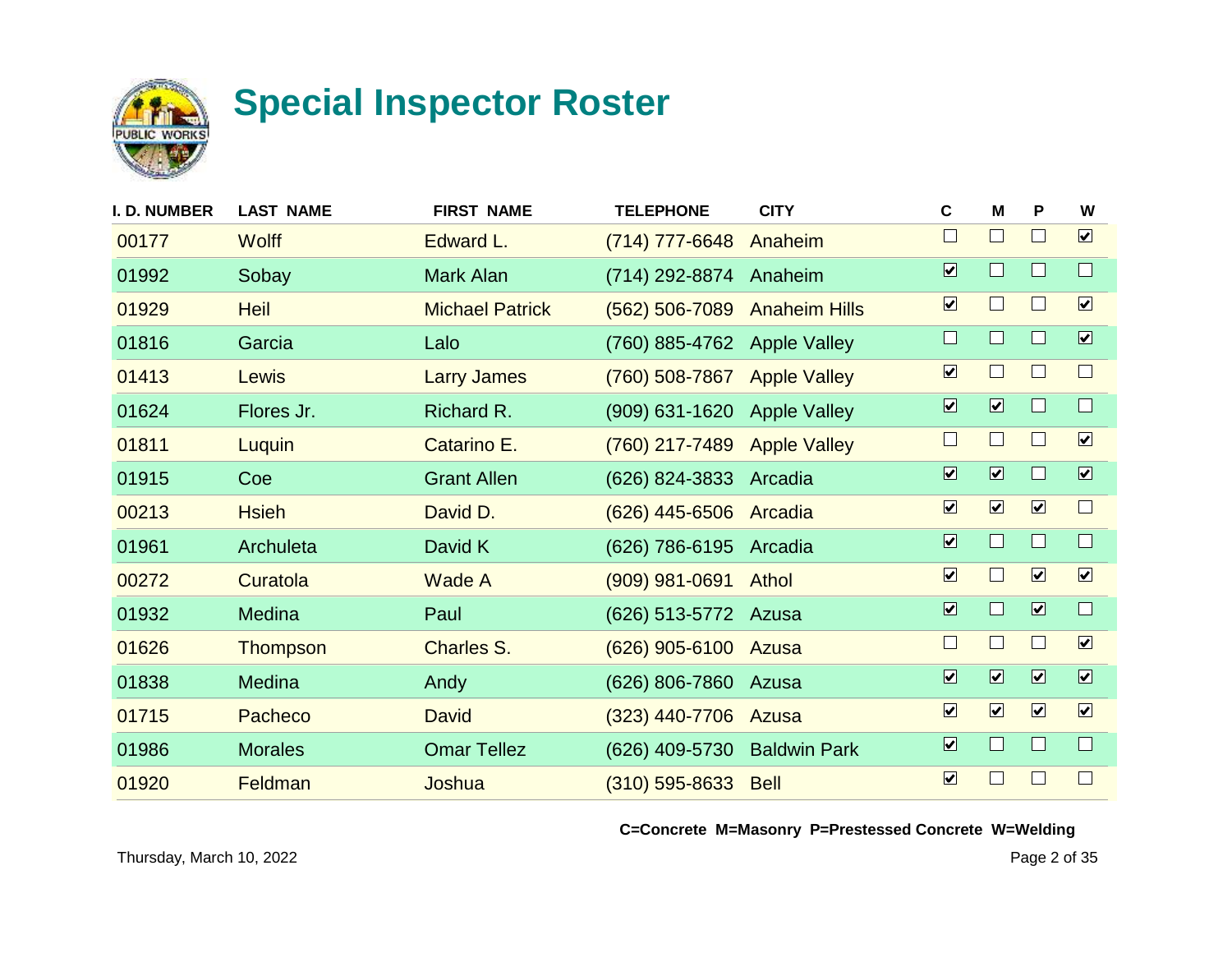# Special Inspector Roster

| I. D. NUMBER | LAST NAME | FIRST NAME | TELEPHONE | CITY | C | M | P | W |
|---|---|---|---|---|---|---|---|---|
| 00177 | Wolff | Edward L. | (714) 777-6648 | Anaheim | ☐ | ☐ | ☐ | ☑ |
| 01992 | Sobay | Mark Alan | (714) 292-8874 | Anaheim | ☑ | ☐ | ☐ | ☐ |
| 01929 | Heil | Michael Patrick | (562) 506-7089 | Anaheim Hills | ☑ | ☐ | ☐ | ☑ |
| 01816 | Garcia | Lalo | (760) 885-4762 | Apple Valley | ☐ | ☐ | ☐ | ☑ |
| 01413 | Lewis | Larry James | (760) 508-7867 | Apple Valley | ☑ | ☐ | ☐ | ☐ |
| 01624 | Flores Jr. | Richard R. | (909) 631-1620 | Apple Valley | ☑ | ☑ | ☐ | ☐ |
| 01811 | Luquin | Catarino E. | (760) 217-7489 | Apple Valley | ☐ | ☐ | ☐ | ☑ |
| 01915 | Coe | Grant Allen | (626) 824-3833 | Arcadia | ☑ | ☑ | ☐ | ☑ |
| 00213 | Hsieh | David D. | (626) 445-6506 | Arcadia | ☑ | ☑ | ☑ | ☐ |
| 01961 | Archuleta | David K | (626) 786-6195 | Arcadia | ☑ | ☐ | ☐ | ☐ |
| 00272 | Curatola | Wade A | (909) 981-0691 | Athol | ☑ | ☐ | ☑ | ☑ |
| 01932 | Medina | Paul | (626) 513-5772 | Azusa | ☑ | ☐ | ☑ | ☐ |
| 01626 | Thompson | Charles S. | (626) 905-6100 | Azusa | ☐ | ☐ | ☐ | ☑ |
| 01838 | Medina | Andy | (626) 806-7860 | Azusa | ☑ | ☑ | ☑ | ☑ |
| 01715 | Pacheco | David | (323) 440-7706 | Azusa | ☑ | ☑ | ☑ | ☑ |
| 01986 | Morales | Omar Tellez | (626) 409-5730 | Baldwin Park | ☑ | ☐ | ☐ | ☐ |
| 01920 | Feldman | Joshua | (310) 595-8633 | Bell | ☑ | ☐ | ☐ | ☐ |

**C=Concrete M=Masonry P=Prestessed Concrete W=Welding**

Thursday, March 10, 2022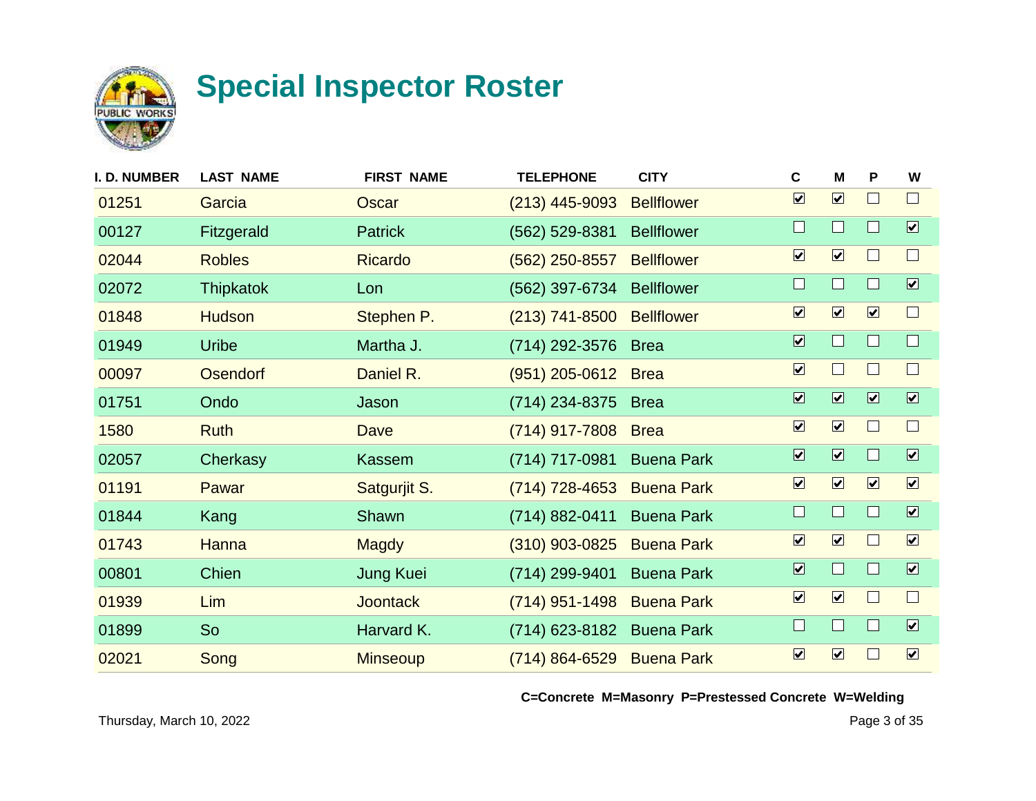# Special Inspector Roster

| I. D. NUMBER | LAST NAME | FIRST NAME | TELEPHONE | CITY | C | M | P | W |
|---|---|---|---|---|---|---|---|---|
| 01251 | Garcia | Oscar | (213) 445-9093 | Bellflower | ☑ | ☑ | ☐ | ☐ |
| 00127 | Fitzgerald | Patrick | (562) 529-8381 | Bellflower | ☐ | ☐ | ☐ | ☑ |
| 02044 | Robles | Ricardo | (562) 250-8557 | Bellflower | ☑ | ☑ | ☐ | ☐ |
| 02072 | Thipkatok | Lon | (562) 397-6734 | Bellflower | ☐ | ☐ | ☐ | ☑ |
| 01848 | Hudson | Stephen P. | (213) 741-8500 | Bellflower | ☑ | ☑ | ☑ | ☐ |
| 01949 | Uribe | Martha J. | (714) 292-3576 | Brea | ☑ | ☐ | ☐ | ☐ |
| 00097 | Osendorf | Daniel R. | (951) 205-0612 | Brea | ☑ | ☐ | ☐ | ☐ |
| 01751 | Ondo | Jason | (714) 234-8375 | Brea | ☑ | ☑ | ☑ | ☑ |
| 1580 | Ruth | Dave | (714) 917-7808 | Brea | ☑ | ☑ | ☐ | ☐ |
| 02057 | Cherkasy | Kassem | (714) 717-0981 | Buena Park | ☑ | ☑ | ☐ | ☑ |
| 01191 | Pawar | Satgurjit S. | (714) 728-4653 | Buena Park | ☑ | ☑ | ☑ | ☑ |
| 01844 | Kang | Shawn | (714) 882-0411 | Buena Park | ☐ | ☐ | ☐ | ☑ |
| 01743 | Hanna | Magdy | (310) 903-0825 | Buena Park | ☑ | ☑ | ☐ | ☑ |
| 00801 | Chien | Jung Kuei | (714) 299-9401 | Buena Park | ☑ | ☐ | ☐ | ☑ |
| 01939 | Lim | Joontack | (714) 951-1498 | Buena Park | ☑ | ☑ | ☐ | ☐ |
| 01899 | So | Harvard K. | (714) 623-8182 | Buena Park | ☐ | ☐ | ☐ | ☑ |
| 02021 | Song | Minseoup | (714) 864-6529 | Buena Park | ☑ | ☑ | ☐ | ☑ |

**C=Concrete M=Masonry P=Prestessed Concrete W=Welding**

Thursday, March 10, 2022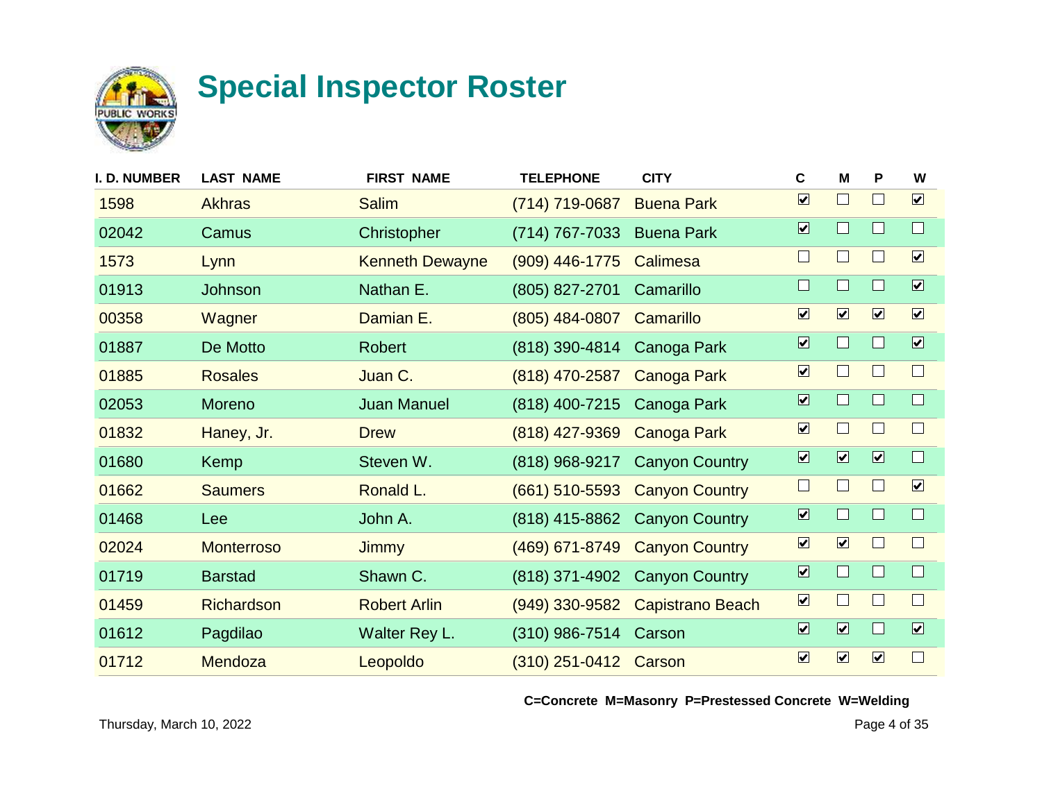# Special Inspector Roster

| I. D. NUMBER | LAST NAME | FIRST NAME | TELEPHONE | CITY | C | M | P | W |
|---|---|---|---|---|---|---|---|---|
| 1598 | Akhras | Salim | (714) 719-0687 | Buena Park | ☑ | ☐ | ☐ | ☑ |
| 02042 | Camus | Christopher | (714) 767-7033 | Buena Park | ☑ | ☐ | ☐ | ☐ |
| 1573 | Lynn | Kenneth Dewayne | (909) 446-1775 | Calimesa | ☐ | ☐ | ☐ | ☑ |
| 01913 | Johnson | Nathan E. | (805) 827-2701 | Camarillo | ☐ | ☐ | ☐ | ☑ |
| 00358 | Wagner | Damian E. | (805) 484-0807 | Camarillo | ☑ | ☑ | ☑ | ☑ |
| 01887 | De Motto | Robert | (818) 390-4814 | Canoga Park | ☑ | ☐ | ☐ | ☑ |
| 01885 | Rosales | Juan C. | (818) 470-2587 | Canoga Park | ☑ | ☐ | ☐ | ☐ |
| 02053 | Moreno | Juan Manuel | (818) 400-7215 | Canoga Park | ☑ | ☐ | ☐ | ☐ |
| 01832 | Haney, Jr. | Drew | (818) 427-9369 | Canoga Park | ☑ | ☐ | ☐ | ☐ |
| 01680 | Kemp | Steven W. | (818) 968-9217 | Canyon Country | ☑ | ☑ | ☑ | ☐ |
| 01662 | Saumers | Ronald L. | (661) 510-5593 | Canyon Country | ☐ | ☐ | ☐ | ☑ |
| 01468 | Lee | John A. | (818) 415-8862 | Canyon Country | ☑ | ☐ | ☐ | ☐ |
| 02024 | Monterroso | Jimmy | (469) 671-8749 | Canyon Country | ☑ | ☑ | ☐ | ☐ |
| 01719 | Barstad | Shawn C. | (818) 371-4902 | Canyon Country | ☑ | ☐ | ☐ | ☐ |
| 01459 | Richardson | Robert Arlin | (949) 330-9582 | Capistrano Beach | ☑ | ☐ | ☐ | ☐ |
| 01612 | Pagdilao | Walter Rey L. | (310) 986-7514 | Carson | ☑ | ☑ | ☐ | ☑ |
| 01712 | Mendoza | Leopoldo | (310) 251-0412 | Carson | ☑ | ☑ | ☑ | ☐ |

**C=Concrete M=Masonry P=Prestessed Concrete W=Welding**

Thursday, March 10, 2022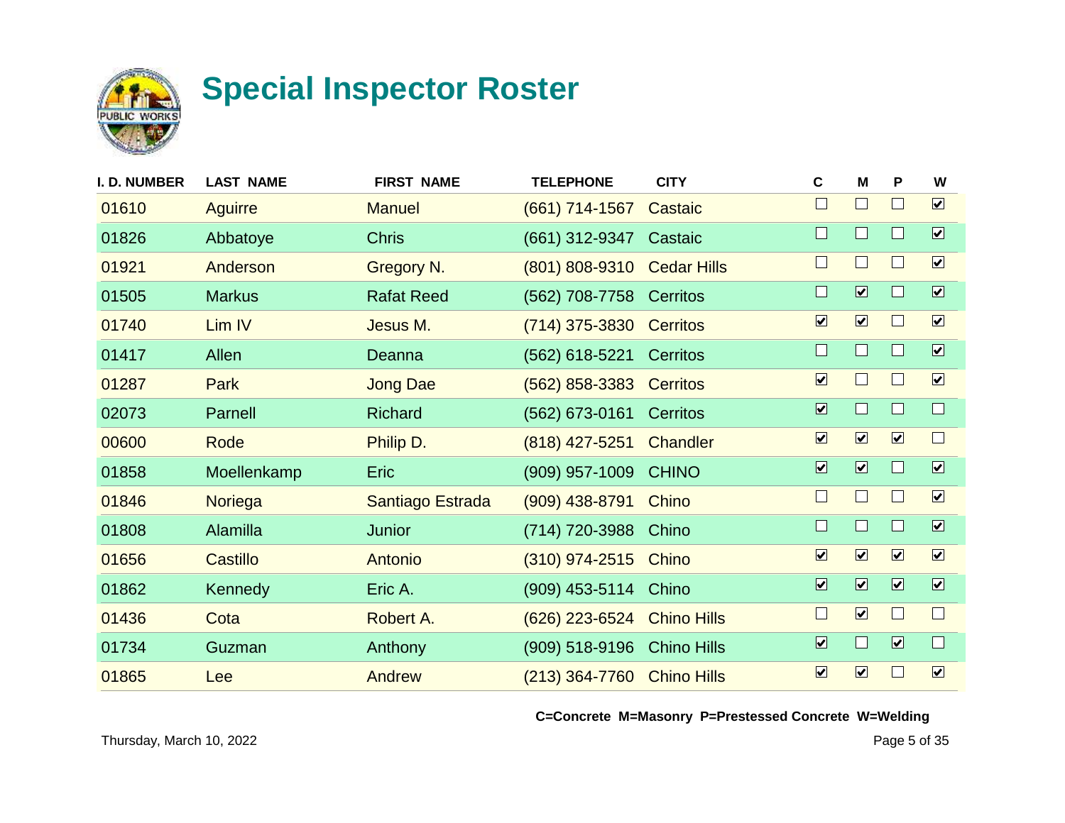# Special Inspector Roster

| I. D. NUMBER | LAST NAME | FIRST NAME | TELEPHONE | CITY | C | M | P | W |
|---|---|---|---|---|---|---|---|---|
| 01610 | Aguirre | Manuel | (661) 714-1567 | Castaic | ☐ | ☐ | ☐ | ☑ |
| 01826 | Abbatoye | Chris | (661) 312-9347 | Castaic | ☐ | ☐ | ☐ | ☑ |
| 01921 | Anderson | Gregory N. | (801) 808-9310 | Cedar Hills | ☐ | ☐ | ☐ | ☑ |
| 01505 | Markus | Rafat Reed | (562) 708-7758 | Cerritos | ☐ | ☑ | ☐ | ☑ |
| 01740 | Lim IV | Jesus M. | (714) 375-3830 | Cerritos | ☑ | ☑ | ☐ | ☑ |
| 01417 | Allen | Deanna | (562) 618-5221 | Cerritos | ☐ | ☐ | ☐ | ☑ |
| 01287 | Park | Jong Dae | (562) 858-3383 | Cerritos | ☑ | ☐ | ☐ | ☑ |
| 02073 | Parnell | Richard | (562) 673-0161 | Cerritos | ☑ | ☐ | ☐ | ☐ |
| 00600 | Rode | Philip D. | (818) 427-5251 | Chandler | ☑ | ☑ | ☑ | ☐ |
| 01858 | Moellenkamp | Eric | (909) 957-1009 | CHINO | ☑ | ☑ | ☐ | ☑ |
| 01846 | Noriega | Santiago Estrada | (909) 438-8791 | Chino | ☐ | ☐ | ☐ | ☑ |
| 01808 | Alamilla | Junior | (714) 720-3988 | Chino | ☐ | ☐ | ☐ | ☑ |
| 01656 | Castillo | Antonio | (310) 974-2515 | Chino | ☑ | ☑ | ☑ | ☑ |
| 01862 | Kennedy | Eric A. | (909) 453-5114 | Chino | ☑ | ☑ | ☑ | ☑ |
| 01436 | Cota | Robert A. | (626) 223-6524 | Chino Hills | ☐ | ☑ | ☐ | ☐ |
| 01734 | Guzman | Anthony | (909) 518-9196 | Chino Hills | ☑ | ☐ | ☑ | ☐ |
| 01865 | Lee | Andrew | (213) 364-7760 | Chino Hills | ☑ | ☑ | ☐ | ☑ |

**C=Concrete M=Masonry P=Prestessed Concrete W=Welding**

Thursday, March 10, 2022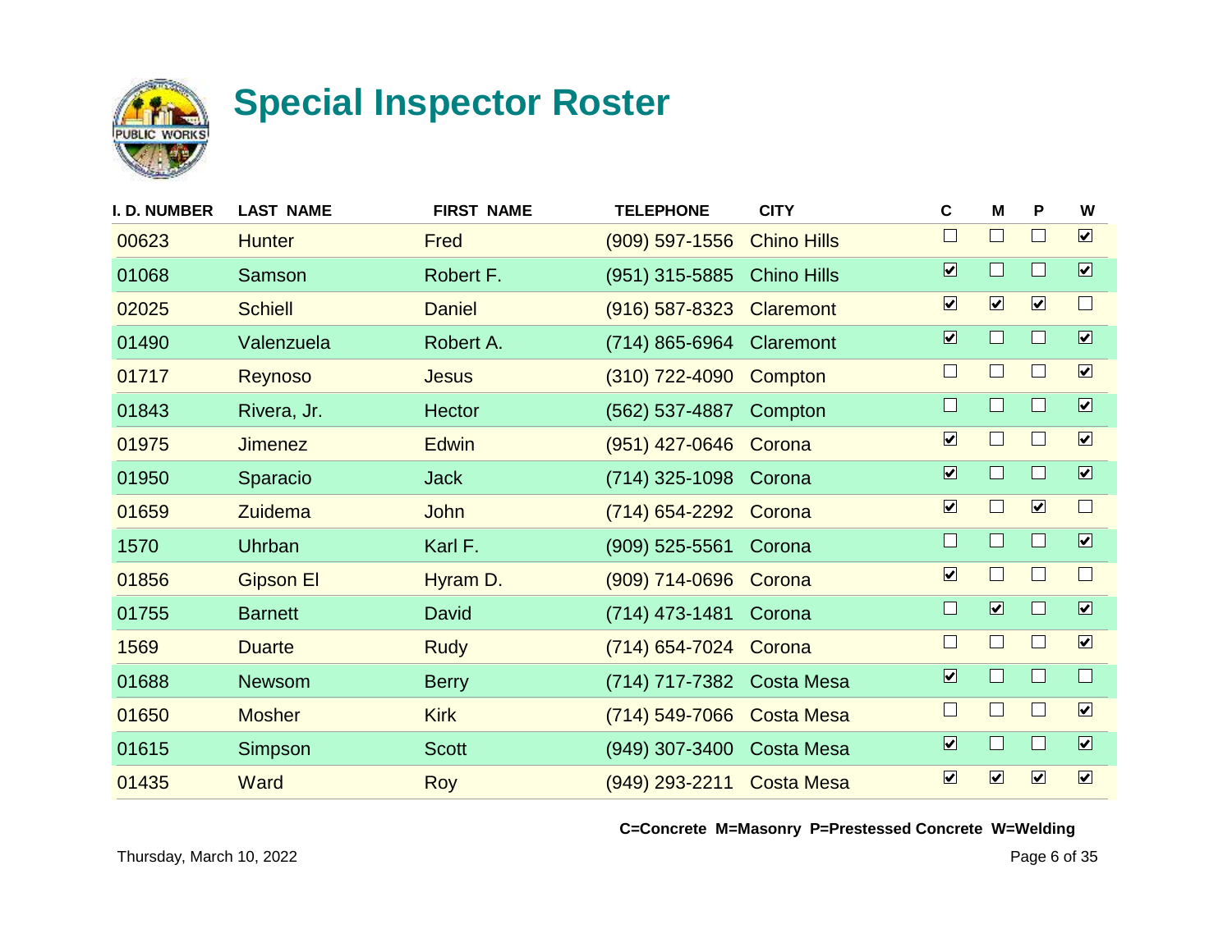# Special Inspector Roster

| I. D. NUMBER | LAST NAME | FIRST NAME | TELEPHONE | CITY | C | M | P | W |
|---|---|---|---|---|---|---|---|---|
| 00623 | Hunter | Fred | (909) 597-1556 | Chino Hills | ☐ | ☐ | ☐ | ☑ |
| 01068 | Samson | Robert F. | (951) 315-5885 | Chino Hills | ☑ | ☐ | ☐ | ☑ |
| 02025 | Schiell | Daniel | (916) 587-8323 | Claremont | ☑ | ☑ | ☑ | ☐ |
| 01490 | Valenzuela | Robert A. | (714) 865-6964 | Claremont | ☑ | ☐ | ☐ | ☑ |
| 01717 | Reynoso | Jesus | (310) 722-4090 | Compton | ☐ | ☐ | ☐ | ☑ |
| 01843 | Rivera, Jr. | Hector | (562) 537-4887 | Compton | ☐ | ☐ | ☐ | ☑ |
| 01975 | Jimenez | Edwin | (951) 427-0646 | Corona | ☑ | ☐ | ☐ | ☑ |
| 01950 | Sparacio | Jack | (714) 325-1098 | Corona | ☑ | ☐ | ☐ | ☑ |
| 01659 | Zuidema | John | (714) 654-2292 | Corona | ☑ | ☐ | ☑ | ☐ |
| 1570 | Uhrban | Karl F. | (909) 525-5561 | Corona | ☐ | ☐ | ☐ | ☑ |
| 01856 | Gipson El | Hyram D. | (909) 714-0696 | Corona | ☑ | ☐ | ☐ | ☐ |
| 01755 | Barnett | David | (714) 473-1481 | Corona | ☐ | ☑ | ☐ | ☑ |
| 1569 | Duarte | Rudy | (714) 654-7024 | Corona | ☐ | ☐ | ☐ | ☑ |
| 01688 | Newsom | Berry | (714) 717-7382 | Costa Mesa | ☑ | ☐ | ☐ | ☐ |
| 01650 | Mosher | Kirk | (714) 549-7066 | Costa Mesa | ☐ | ☐ | ☐ | ☑ |
| 01615 | Simpson | Scott | (949) 307-3400 | Costa Mesa | ☑ | ☐ | ☐ | ☑ |
| 01435 | Ward | Roy | (949) 293-2211 | Costa Mesa | ☑ | ☑ | ☑ | ☑ |

**C=Concrete M=Masonry P=Prestessed Concrete W=Welding**

Thursday, March 10, 2022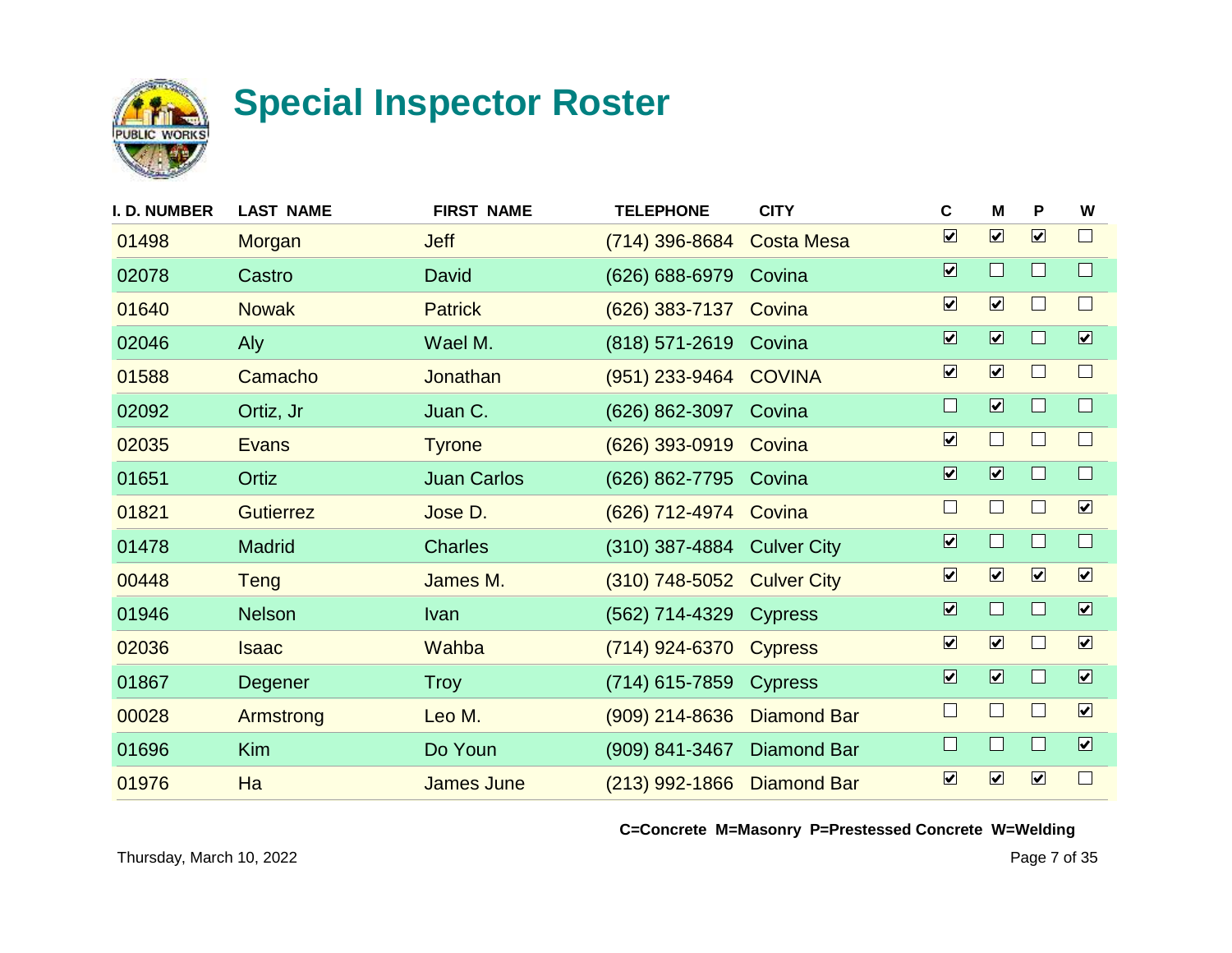# Special Inspector Roster

| I. D. NUMBER | LAST NAME | FIRST NAME | TELEPHONE | CITY | C | M | P | W |
|---|---|---|---|---|---|---|---|---|
| 01498 | Morgan | Jeff | (714) 396-8684 | Costa Mesa | ☑ | ☑ | ☑ | ☐ |
| 02078 | Castro | David | (626) 688-6979 | Covina | ☑ | ☐ | ☐ | ☐ |
| 01640 | Nowak | Patrick | (626) 383-7137 | Covina | ☑ | ☑ | ☐ | ☐ |
| 02046 | Aly | Wael M. | (818) 571-2619 | Covina | ☑ | ☑ | ☐ | ☑ |
| 01588 | Camacho | Jonathan | (951) 233-9464 | COVINA | ☑ | ☑ | ☐ | ☐ |
| 02092 | Ortiz, Jr | Juan C. | (626) 862-3097 | Covina | ☐ | ☑ | ☐ | ☐ |
| 02035 | Evans | Tyrone | (626) 393-0919 | Covina | ☑ | ☐ | ☐ | ☐ |
| 01651 | Ortiz | Juan Carlos | (626) 862-7795 | Covina | ☑ | ☑ | ☐ | ☐ |
| 01821 | Gutierrez | Jose D. | (626) 712-4974 | Covina | ☐ | ☐ | ☐ | ☑ |
| 01478 | Madrid | Charles | (310) 387-4884 | Culver City | ☑ | ☐ | ☐ | ☐ |
| 00448 | Teng | James M. | (310) 748-5052 | Culver City | ☑ | ☑ | ☑ | ☑ |
| 01946 | Nelson | Ivan | (562) 714-4329 | Cypress | ☑ | ☐ | ☐ | ☑ |
| 02036 | Isaac | Wahba | (714) 924-6370 | Cypress | ☑ | ☑ | ☐ | ☑ |
| 01867 | Degener | Troy | (714) 615-7859 | Cypress | ☑ | ☑ | ☐ | ☑ |
| 00028 | Armstrong | Leo M. | (909) 214-8636 | Diamond Bar | ☐ | ☐ | ☐ | ☑ |
| 01696 | Kim | Do Youn | (909) 841-3467 | Diamond Bar | ☐ | ☐ | ☐ | ☑ |
| 01976 | Ha | James June | (213) 992-1866 | Diamond Bar | ☑ | ☑ | ☑ | ☐ |

**C=Concrete M=Masonry P=Prestessed Concrete W=Welding**

Thursday, March 10, 2022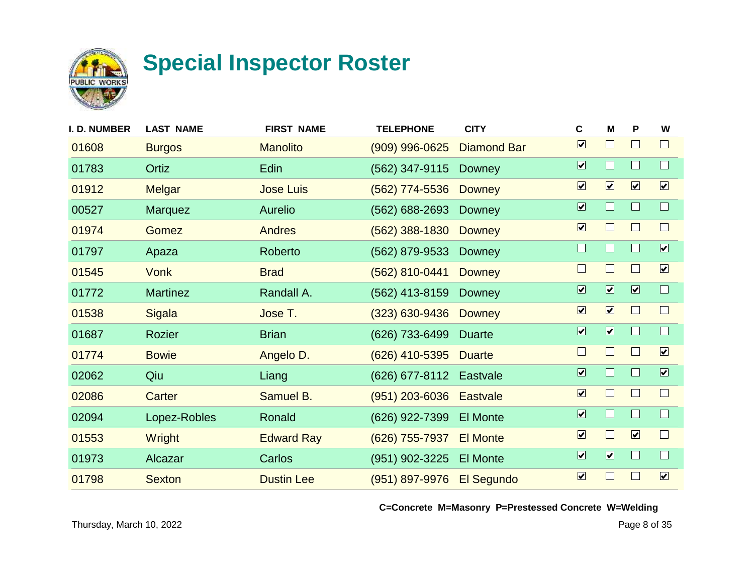# Special Inspector Roster

| I. D. NUMBER | LAST NAME | FIRST NAME | TELEPHONE | CITY | C | M | P | W |
|---|---|---|---|---|---|---|---|---|
| 01608 | Burgos | Manolito | (909) 996-0625 | Diamond Bar | ☑ | ☐ | ☐ | ☐ |
| 01783 | Ortiz | Edin | (562) 347-9115 | Downey | ☑ | ☐ | ☐ | ☐ |
| 01912 | Melgar | Jose Luis | (562) 774-5536 | Downey | ☑ | ☑ | ☑ | ☑ |
| 00527 | Marquez | Aurelio | (562) 688-2693 | Downey | ☑ | ☐ | ☐ | ☐ |
| 01974 | Gomez | Andres | (562) 388-1830 | Downey | ☑ | ☐ | ☐ | ☐ |
| 01797 | Apaza | Roberto | (562) 879-9533 | Downey | ☐ | ☐ | ☐ | ☑ |
| 01545 | Vonk | Brad | (562) 810-0441 | Downey | ☐ | ☐ | ☐ | ☑ |
| 01772 | Martinez | Randall A. | (562) 413-8159 | Downey | ☑ | ☑ | ☑ | ☐ |
| 01538 | Sigala | Jose T. | (323) 630-9436 | Downey | ☑ | ☑ | ☐ | ☐ |
| 01687 | Rozier | Brian | (626) 733-6499 | Duarte | ☑ | ☑ | ☐ | ☐ |
| 01774 | Bowie | Angelo D. | (626) 410-5395 | Duarte | ☐ | ☐ | ☐ | ☑ |
| 02062 | Qiu | Liang | (626) 677-8112 | Eastvale | ☑ | ☐ | ☐ | ☑ |
| 02086 | Carter | Samuel B. | (951) 203-6036 | Eastvale | ☑ | ☐ | ☐ | ☐ |
| 02094 | Lopez-Robles | Ronald | (626) 922-7399 | El Monte | ☑ | ☐ | ☐ | ☐ |
| 01553 | Wright | Edward Ray | (626) 755-7937 | El Monte | ☑ | ☐ | ☑ | ☐ |
| 01973 | Alcazar | Carlos | (951) 902-3225 | El Monte | ☑ | ☑ | ☐ | ☐ |
| 01798 | Sexton | Dustin Lee | (951) 897-9976 | El Segundo | ☑ | ☐ | ☐ | ☑ |

**C=Concrete M=Masonry P=Prestessed Concrete W=Welding**

Thursday, March 10, 2022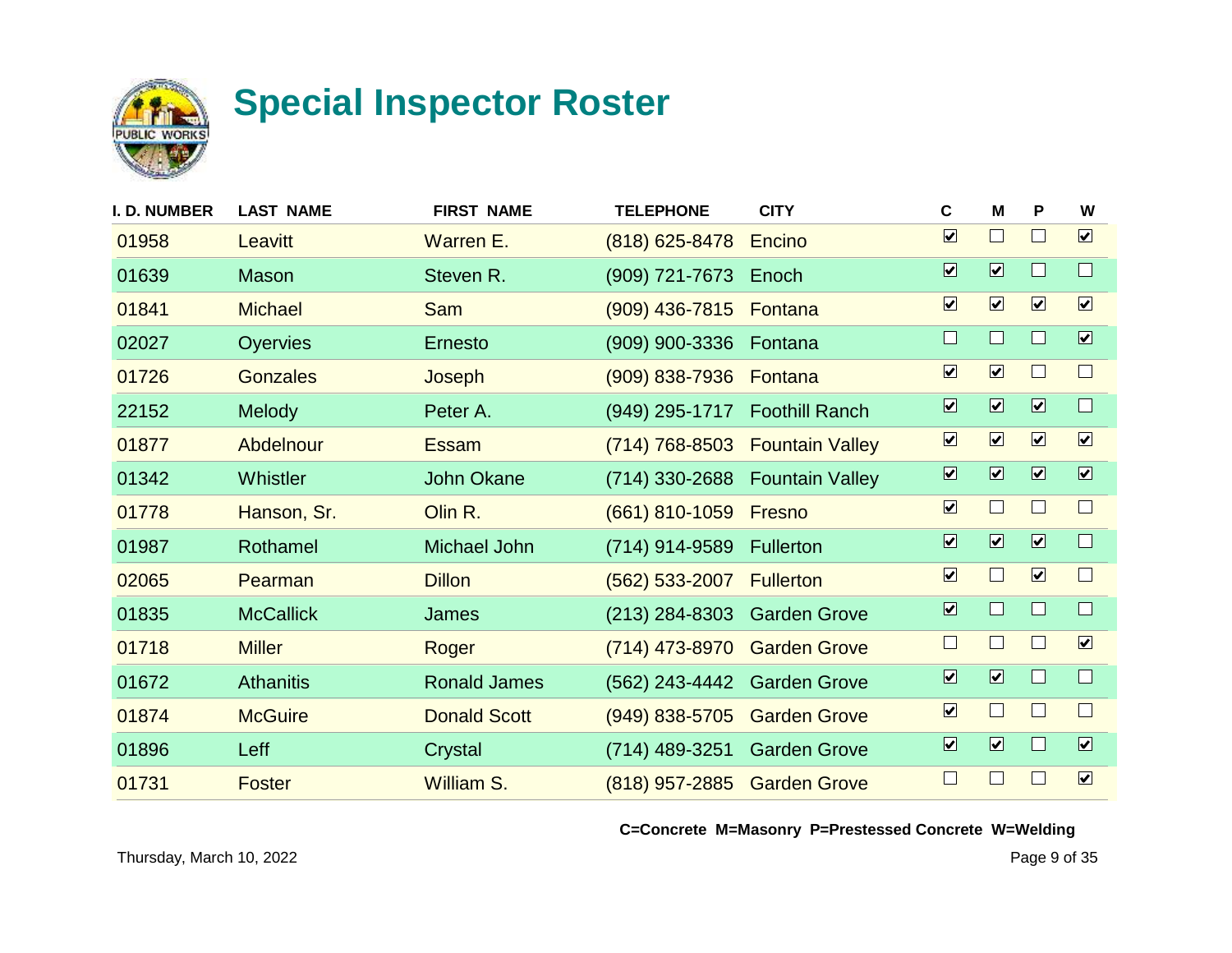# Special Inspector Roster

| I. D. NUMBER | LAST NAME | FIRST NAME | TELEPHONE | CITY | C | M | P | W |
|---|---|---|---|---|---|---|---|---|
| 01958 | Leavitt | Warren E. | (818) 625-8478 | Encino | ☑ | ☐ | ☐ | ☑ |
| 01639 | Mason | Steven R. | (909) 721-7673 | Enoch | ☑ | ☑ | ☐ | ☐ |
| 01841 | Michael | Sam | (909) 436-7815 | Fontana | ☑ | ☑ | ☑ | ☑ |
| 02027 | Oyervies | Ernesto | (909) 900-3336 | Fontana | ☐ | ☐ | ☐ | ☑ |
| 01726 | Gonzales | Joseph | (909) 838-7936 | Fontana | ☑ | ☑ | ☐ | ☐ |
| 22152 | Melody | Peter A. | (949) 295-1717 | Foothill Ranch | ☑ | ☑ | ☑ | ☐ |
| 01877 | Abdelnour | Essam | (714) 768-8503 | Fountain Valley | ☑ | ☑ | ☑ | ☑ |
| 01342 | Whistler | John Okane | (714) 330-2688 | Fountain Valley | ☑ | ☑ | ☑ | ☑ |
| 01778 | Hanson, Sr. | Olin R. | (661) 810-1059 | Fresno | ☑ | ☐ | ☐ | ☐ |
| 01987 | Rothamel | Michael John | (714) 914-9589 | Fullerton | ☑ | ☑ | ☑ | ☐ |
| 02065 | Pearman | Dillon | (562) 533-2007 | Fullerton | ☑ | ☐ | ☑ | ☐ |
| 01835 | McCallick | James | (213) 284-8303 | Garden Grove | ☑ | ☐ | ☐ | ☐ |
| 01718 | Miller | Roger | (714) 473-8970 | Garden Grove | ☐ | ☐ | ☐ | ☑ |
| 01672 | Athanitis | Ronald James | (562) 243-4442 | Garden Grove | ☑ | ☑ | ☐ | ☐ |
| 01874 | McGuire | Donald Scott | (949) 838-5705 | Garden Grove | ☑ | ☐ | ☐ | ☐ |
| 01896 | Leff | Crystal | (714) 489-3251 | Garden Grove | ☑ | ☑ | ☐ | ☑ |
| 01731 | Foster | William S. | (818) 957-2885 | Garden Grove | ☐ | ☐ | ☐ | ☑ |

**C=Concrete M=Masonry P=Prestessed Concrete W=Welding**

Thursday, March 10, 2022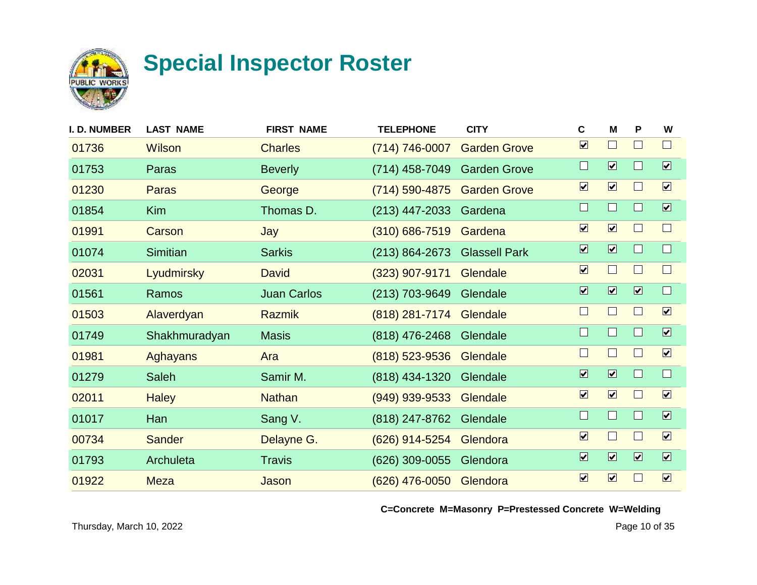# Special Inspector Roster

| I. D. NUMBER | LAST NAME | FIRST NAME | TELEPHONE | CITY | C | M | P | W |
|---|---|---|---|---|---|---|---|---|
| 01736 | Wilson | Charles | (714) 746-0007 | Garden Grove | ☑ | ☐ | ☐ | ☐ |
| 01753 | Paras | Beverly | (714) 458-7049 | Garden Grove | ☐ | ☑ | ☐ | ☑ |
| 01230 | Paras | George | (714) 590-4875 | Garden Grove | ☑ | ☑ | ☐ | ☑ |
| 01854 | Kim | Thomas D. | (213) 447-2033 | Gardena | ☐ | ☐ | ☐ | ☑ |
| 01991 | Carson | Jay | (310) 686-7519 | Gardena | ☑ | ☑ | ☐ | ☐ |
| 01074 | Simitian | Sarkis | (213) 864-2673 | Glassell Park | ☑ | ☑ | ☐ | ☐ |
| 02031 | Lyudmirsky | David | (323) 907-9171 | Glendale | ☑ | ☐ | ☐ | ☐ |
| 01561 | Ramos | Juan Carlos | (213) 703-9649 | Glendale | ☑ | ☑ | ☑ | ☐ |
| 01503 | Alaverdyan | Razmik | (818) 281-7174 | Glendale | ☐ | ☐ | ☐ | ☑ |
| 01749 | Shakhmuradyan | Masis | (818) 476-2468 | Glendale | ☐ | ☐ | ☐ | ☑ |
| 01981 | Aghayans | Ara | (818) 523-9536 | Glendale | ☐ | ☐ | ☐ | ☑ |
| 01279 | Saleh | Samir M. | (818) 434-1320 | Glendale | ☑ | ☑ | ☐ | ☐ |
| 02011 | Haley | Nathan | (949) 939-9533 | Glendale | ☑ | ☑ | ☐ | ☑ |
| 01017 | Han | Sang V. | (818) 247-8762 | Glendale | ☐ | ☐ | ☐ | ☑ |
| 00734 | Sander | Delayne G. | (626) 914-5254 | Glendora | ☑ | ☐ | ☐ | ☑ |
| 01793 | Archuleta | Travis | (626) 309-0055 | Glendora | ☑ | ☑ | ☑ | ☑ |
| 01922 | Meza | Jason | (626) 476-0050 | Glendora | ☑ | ☑ | ☐ | ☑ |

**C=Concrete M=Masonry P=Prestessed Concrete W=Welding**

Thursday, March 10, 2022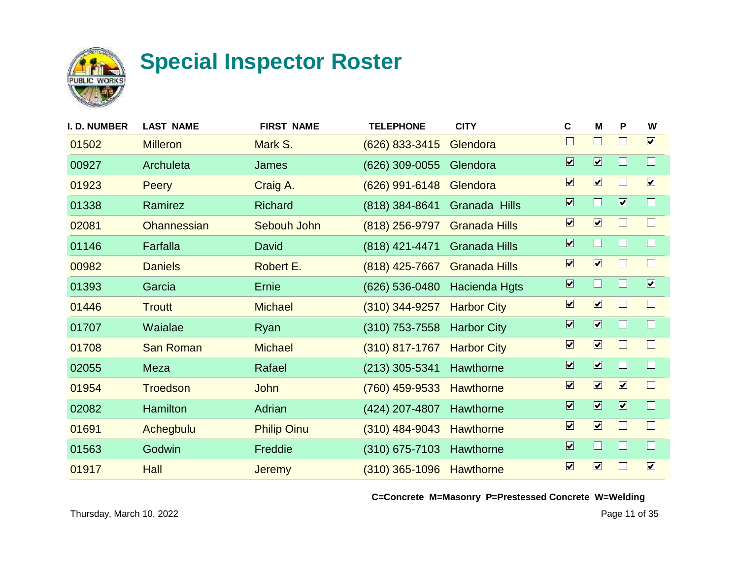# Special Inspector Roster

| I. D. NUMBER | LAST NAME | FIRST NAME | TELEPHONE | CITY | C | M | P | W |
|---|---|---|---|---|---|---|---|---|
| 01502 | Milleron | Mark S. | (626) 833-3415 | Glendora | ☐ | ☐ | ☐ | ☑ |
| 00927 | Archuleta | James | (626) 309-0055 | Glendora | ☑ | ☑ | ☐ | ☐ |
| 01923 | Peery | Craig A. | (626) 991-6148 | Glendora | ☑ | ☑ | ☐ | ☑ |
| 01338 | Ramirez | Richard | (818) 384-8641 | Granada Hills | ☑ | ☐ | ☑ | ☐ |
| 02081 | Ohannessian | Sebouh John | (818) 256-9797 | Granada Hills | ☑ | ☑ | ☐ | ☐ |
| 01146 | Farfalla | David | (818) 421-4471 | Granada Hills | ☑ | ☐ | ☐ | ☐ |
| 00982 | Daniels | Robert E. | (818) 425-7667 | Granada Hills | ☑ | ☑ | ☐ | ☐ |
| 01393 | Garcia | Ernie | (626) 536-0480 | Hacienda Hgts | ☑ | ☐ | ☐ | ☑ |
| 01446 | Troutt | Michael | (310) 344-9257 | Harbor City | ☑ | ☑ | ☐ | ☐ |
| 01707 | Waialae | Ryan | (310) 753-7558 | Harbor City | ☑ | ☑ | ☐ | ☐ |
| 01708 | San Roman | Michael | (310) 817-1767 | Harbor City | ☑ | ☑ | ☐ | ☐ |
| 02055 | Meza | Rafael | (213) 305-5341 | Hawthorne | ☑ | ☑ | ☐ | ☐ |
| 01954 | Troedson | John | (760) 459-9533 | Hawthorne | ☑ | ☑ | ☑ | ☐ |
| 02082 | Hamilton | Adrian | (424) 207-4807 | Hawthorne | ☑ | ☑ | ☑ | ☐ |
| 01691 | Achegbulu | Philip Oinu | (310) 484-9043 | Hawthorne | ☑ | ☑ | ☐ | ☐ |
| 01563 | Godwin | Freddie | (310) 675-7103 | Hawthorne | ☑ | ☐ | ☐ | ☐ |
| 01917 | Hall | Jeremy | (310) 365-1096 | Hawthorne | ☑ | ☑ | ☐ | ☑ |

**C=Concrete M=Masonry P=Prestessed Concrete W=Welding**

Thursday, March 10, 2022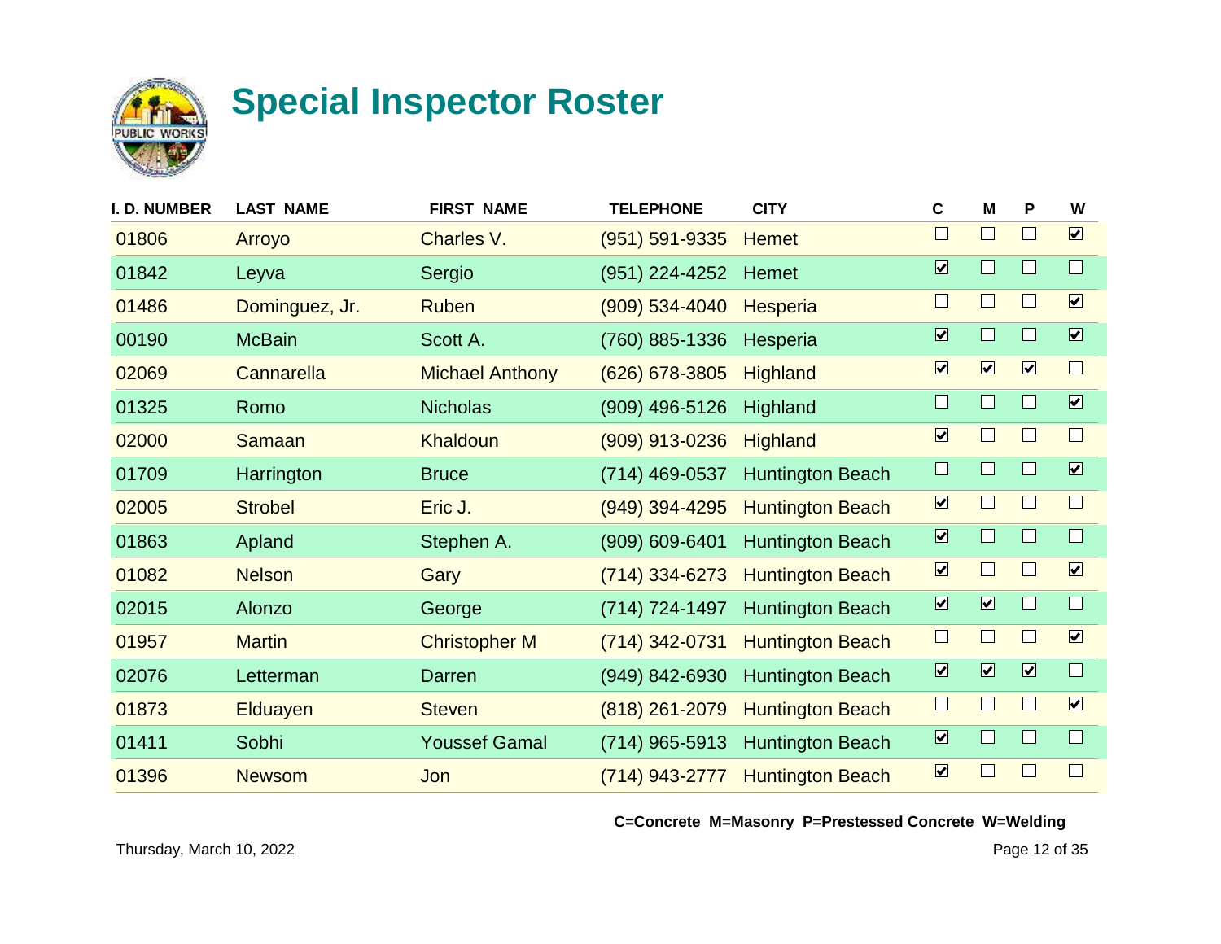# Special Inspector Roster

| I. D. NUMBER | LAST NAME | FIRST NAME | TELEPHONE | CITY | C | M | P | W |
|---|---|---|---|---|---|---|---|---|
| 01806 | Arroyo | Charles V. | (951) 591-9335 | Hemet | ☐ | ☐ | ☐ | ☑ |
| 01842 | Leyva | Sergio | (951) 224-4252 | Hemet | ☑ | ☐ | ☐ | ☐ |
| 01486 | Dominguez, Jr. | Ruben | (909) 534-4040 | Hesperia | ☐ | ☐ | ☐ | ☑ |
| 00190 | McBain | Scott A. | (760) 885-1336 | Hesperia | ☑ | ☐ | ☐ | ☑ |
| 02069 | Cannarella | Michael Anthony | (626) 678-3805 | Highland | ☑ | ☑ | ☑ | ☐ |
| 01325 | Romo | Nicholas | (909) 496-5126 | Highland | ☐ | ☐ | ☐ | ☑ |
| 02000 | Samaan | Khaldoun | (909) 913-0236 | Highland | ☑ | ☐ | ☐ | ☐ |
| 01709 | Harrington | Bruce | (714) 469-0537 | Huntington Beach | ☐ | ☐ | ☐ | ☑ |
| 02005 | Strobel | Eric J. | (949) 394-4295 | Huntington Beach | ☑ | ☐ | ☐ | ☐ |
| 01863 | Apland | Stephen A. | (909) 609-6401 | Huntington Beach | ☑ | ☐ | ☐ | ☐ |
| 01082 | Nelson | Gary | (714) 334-6273 | Huntington Beach | ☑ | ☐ | ☐ | ☑ |
| 02015 | Alonzo | George | (714) 724-1497 | Huntington Beach | ☑ | ☑ | ☐ | ☐ |
| 01957 | Martin | Christopher M | (714) 342-0731 | Huntington Beach | ☐ | ☐ | ☐ | ☑ |
| 02076 | Letterman | Darren | (949) 842-6930 | Huntington Beach | ☑ | ☑ | ☑ | ☐ |
| 01873 | Elduayen | Steven | (818) 261-2079 | Huntington Beach | ☐ | ☐ | ☐ | ☑ |
| 01411 | Sobhi | Youssef Gamal | (714) 965-5913 | Huntington Beach | ☑ | ☐ | ☐ | ☐ |
| 01396 | Newsom | Jon | (714) 943-2777 | Huntington Beach | ☑ | ☐ | ☐ | ☐ |

**C=Concrete M=Masonry P=Prestessed Concrete W=Welding**

Thursday, March 10, 2022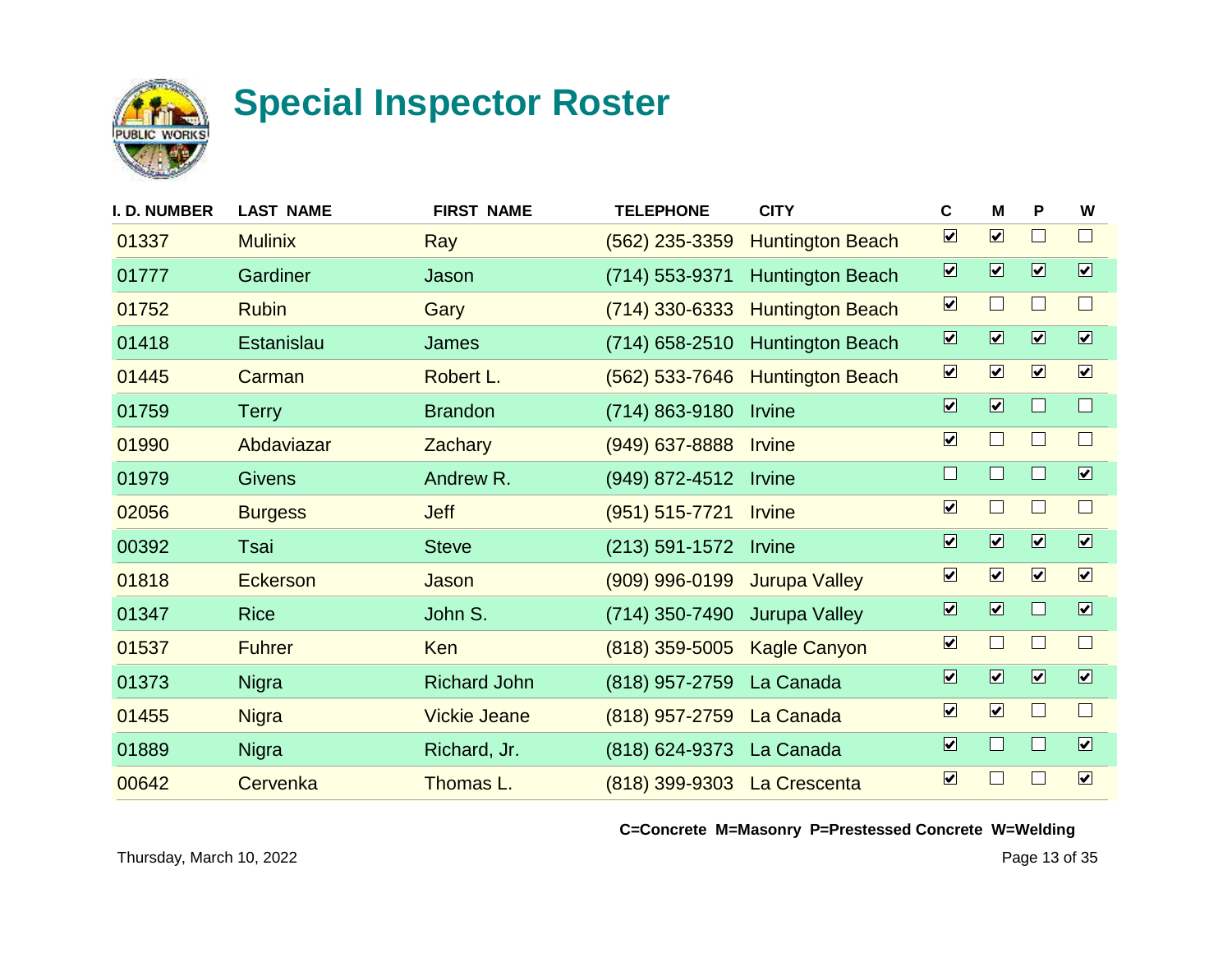# Special Inspector Roster

| I. D. NUMBER | LAST NAME | FIRST NAME | TELEPHONE | CITY | C | M | P | W |
|---|---|---|---|---|---|---|---|---|
| 01337 | Mulinix | Ray | (562) 235-3359 | Huntington Beach | ☑ | ☑ | ☐ | ☐ |
| 01777 | Gardiner | Jason | (714) 553-9371 | Huntington Beach | ☑ | ☑ | ☑ | ☑ |
| 01752 | Rubin | Gary | (714) 330-6333 | Huntington Beach | ☑ | ☐ | ☐ | ☐ |
| 01418 | Estanislau | James | (714) 658-2510 | Huntington Beach | ☑ | ☑ | ☑ | ☑ |
| 01445 | Carman | Robert L. | (562) 533-7646 | Huntington Beach | ☑ | ☑ | ☑ | ☑ |
| 01759 | Terry | Brandon | (714) 863-9180 | Irvine | ☑ | ☑ | ☐ | ☐ |
| 01990 | Abdaviazar | Zachary | (949) 637-8888 | Irvine | ☑ | ☐ | ☐ | ☐ |
| 01979 | Givens | Andrew R. | (949) 872-4512 | Irvine | ☐ | ☐ | ☐ | ☑ |
| 02056 | Burgess | Jeff | (951) 515-7721 | Irvine | ☑ | ☐ | ☐ | ☐ |
| 00392 | Tsai | Steve | (213) 591-1572 | Irvine | ☑ | ☑ | ☑ | ☑ |
| 01818 | Eckerson | Jason | (909) 996-0199 | Jurupa Valley | ☑ | ☑ | ☑ | ☑ |
| 01347 | Rice | John S. | (714) 350-7490 | Jurupa Valley | ☑ | ☑ | ☐ | ☑ |
| 01537 | Fuhrer | Ken | (818) 359-5005 | Kagle Canyon | ☑ | ☐ | ☐ | ☐ |
| 01373 | Nigra | Richard John | (818) 957-2759 | La Canada | ☑ | ☑ | ☑ | ☑ |
| 01455 | Nigra | Vickie Jeane | (818) 957-2759 | La Canada | ☑ | ☑ | ☐ | ☐ |
| 01889 | Nigra | Richard, Jr. | (818) 624-9373 | La Canada | ☑ | ☐ | ☐ | ☑ |
| 00642 | Cervenka | Thomas L. | (818) 399-9303 | La Crescenta | ☑ | ☐ | ☐ | ☑ |

**C=Concrete M=Masonry P=Prestessed Concrete W=Welding**

Thursday, March 10, 2022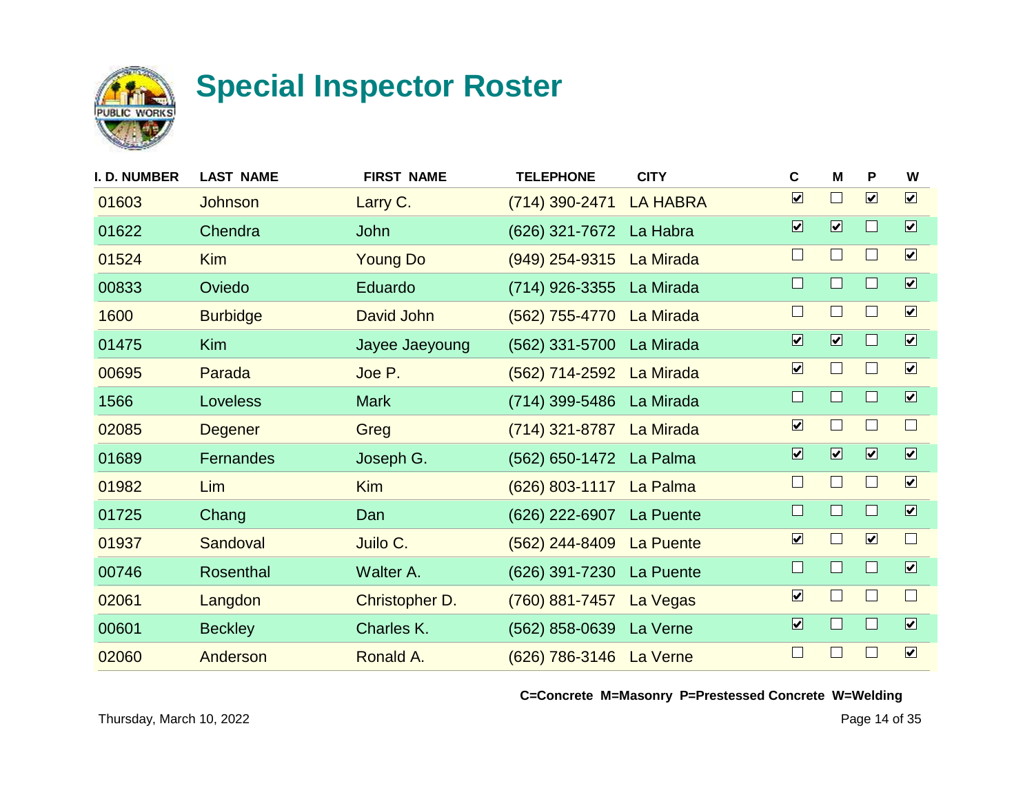# Special Inspector Roster

| I. D. NUMBER | LAST NAME | FIRST NAME | TELEPHONE | CITY | C | M | P | W |
|---|---|---|---|---|---|---|---|---|
| 01603 | Johnson | Larry C. | (714) 390-2471 | LA HABRA | ☑ | ☐ | ☑ | ☑ |
| 01622 | Chendra | John | (626) 321-7672 | La Habra | ☑ | ☑ | ☐ | ☑ |
| 01524 | Kim | Young Do | (949) 254-9315 | La Mirada | ☐ | ☐ | ☐ | ☑ |
| 00833 | Oviedo | Eduardo | (714) 926-3355 | La Mirada | ☐ | ☐ | ☐ | ☑ |
| 1600 | Burbidge | David John | (562) 755-4770 | La Mirada | ☐ | ☐ | ☐ | ☑ |
| 01475 | Kim | Jayee Jaeyoung | (562) 331-5700 | La Mirada | ☑ | ☑ | ☐ | ☑ |
| 00695 | Parada | Joe P. | (562) 714-2592 | La Mirada | ☑ | ☐ | ☐ | ☑ |
| 1566 | Loveless | Mark | (714) 399-5486 | La Mirada | ☐ | ☐ | ☐ | ☑ |
| 02085 | Degener | Greg | (714) 321-8787 | La Mirada | ☑ | ☐ | ☐ | ☐ |
| 01689 | Fernandes | Joseph G. | (562) 650-1472 | La Palma | ☑ | ☑ | ☑ | ☑ |
| 01982 | Lim | Kim | (626) 803-1117 | La Palma | ☐ | ☐ | ☐ | ☑ |
| 01725 | Chang | Dan | (626) 222-6907 | La Puente | ☐ | ☐ | ☐ | ☑ |
| 01937 | Sandoval | Juilo C. | (562) 244-8409 | La Puente | ☑ | ☐ | ☑ | ☐ |
| 00746 | Rosenthal | Walter A. | (626) 391-7230 | La Puente | ☐ | ☐ | ☐ | ☑ |
| 02061 | Langdon | Christopher D. | (760) 881-7457 | La Vegas | ☑ | ☐ | ☐ | ☐ |
| 00601 | Beckley | Charles K. | (562) 858-0639 | La Verne | ☑ | ☐ | ☐ | ☑ |
| 02060 | Anderson | Ronald A. | (626) 786-3146 | La Verne | ☐ | ☐ | ☐ | ☑ |

**C=Concrete M=Masonry P=Prestessed Concrete W=Welding**

Thursday, March 10, 2022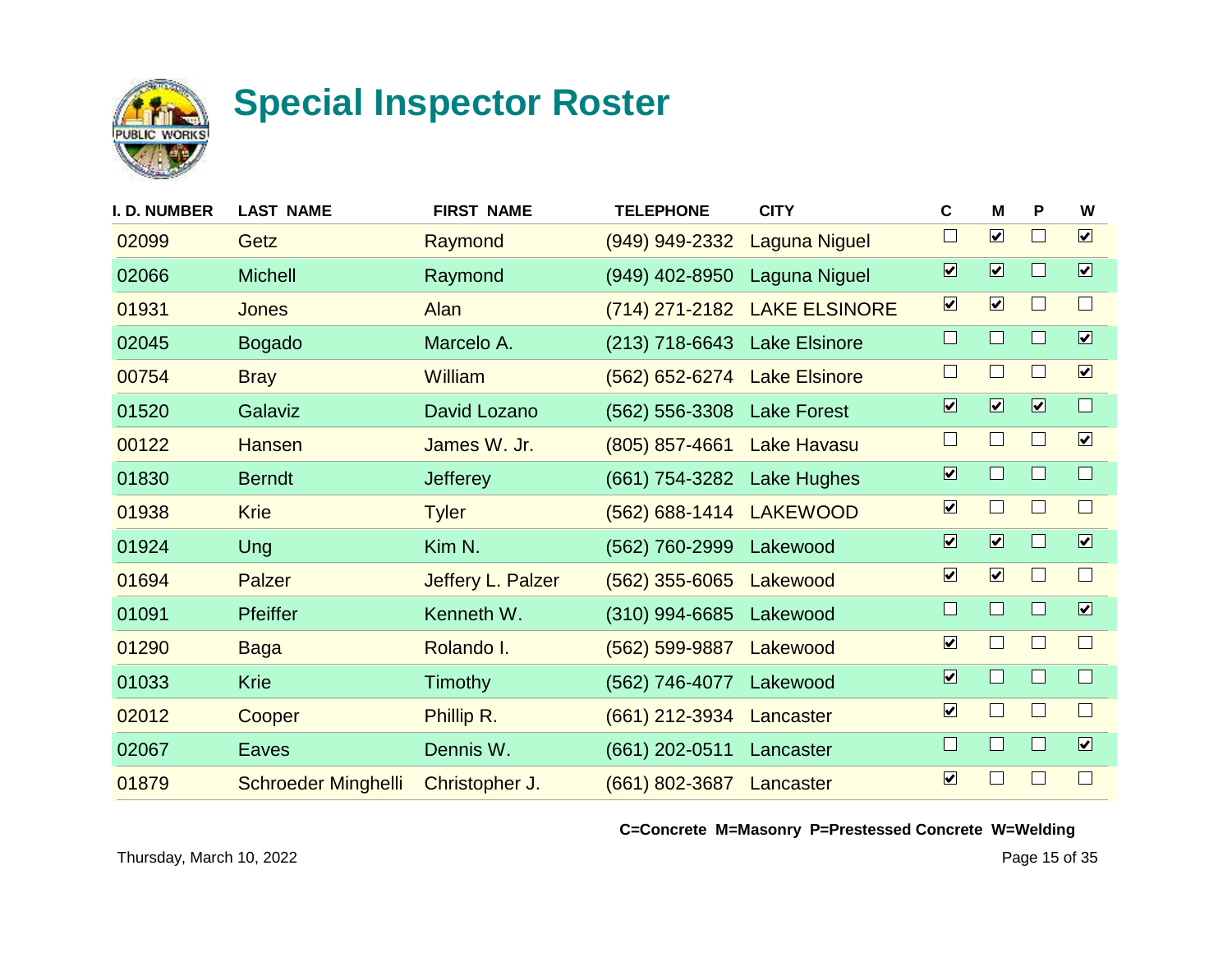# Special Inspector Roster

| I. D. NUMBER | LAST NAME | FIRST NAME | TELEPHONE | CITY | C | M | P | W |
|---|---|---|---|---|---|---|---|---|
| 02099 | Getz | Raymond | (949) 949-2332 | Laguna Niguel | ☐ | ☑ | ☐ | ☑ |
| 02066 | Michell | Raymond | (949) 402-8950 | Laguna Niguel | ☑ | ☑ | ☐ | ☑ |
| 01931 | Jones | Alan | (714) 271-2182 | LAKE ELSINORE | ☑ | ☑ | ☐ | ☐ |
| 02045 | Bogado | Marcelo A. | (213) 718-6643 | Lake Elsinore | ☐ | ☐ | ☐ | ☑ |
| 00754 | Bray | William | (562) 652-6274 | Lake Elsinore | ☐ | ☐ | ☐ | ☑ |
| 01520 | Galaviz | David Lozano | (562) 556-3308 | Lake Forest | ☑ | ☑ | ☑ | ☐ |
| 00122 | Hansen | James W. Jr. | (805) 857-4661 | Lake Havasu | ☐ | ☐ | ☐ | ☑ |
| 01830 | Berndt | Jefferey | (661) 754-3282 | Lake Hughes | ☑ | ☐ | ☐ | ☐ |
| 01938 | Krie | Tyler | (562) 688-1414 | LAKEWOOD | ☑ | ☐ | ☐ | ☐ |
| 01924 | Ung | Kim N. | (562) 760-2999 | Lakewood | ☑ | ☑ | ☐ | ☑ |
| 01694 | Palzer | Jeffery L. Palzer | (562) 355-6065 | Lakewood | ☑ | ☑ | ☐ | ☐ |
| 01091 | Pfeiffer | Kenneth W. | (310) 994-6685 | Lakewood | ☐ | ☐ | ☐ | ☑ |
| 01290 | Baga | Rolando I. | (562) 599-9887 | Lakewood | ☑ | ☐ | ☐ | ☐ |
| 01033 | Krie | Timothy | (562) 746-4077 | Lakewood | ☑ | ☐ | ☐ | ☐ |
| 02012 | Cooper | Phillip R. | (661) 212-3934 | Lancaster | ☑ | ☐ | ☐ | ☐ |
| 02067 | Eaves | Dennis W. | (661) 202-0511 | Lancaster | ☐ | ☐ | ☐ | ☑ |
| 01879 | Schroeder Minghelli | Christopher J. | (661) 802-3687 | Lancaster | ☑ | ☐ | ☐ | ☐ |

**C=Concrete M=Masonry P=Prestessed Concrete W=Welding**

Thursday, March 10, 2022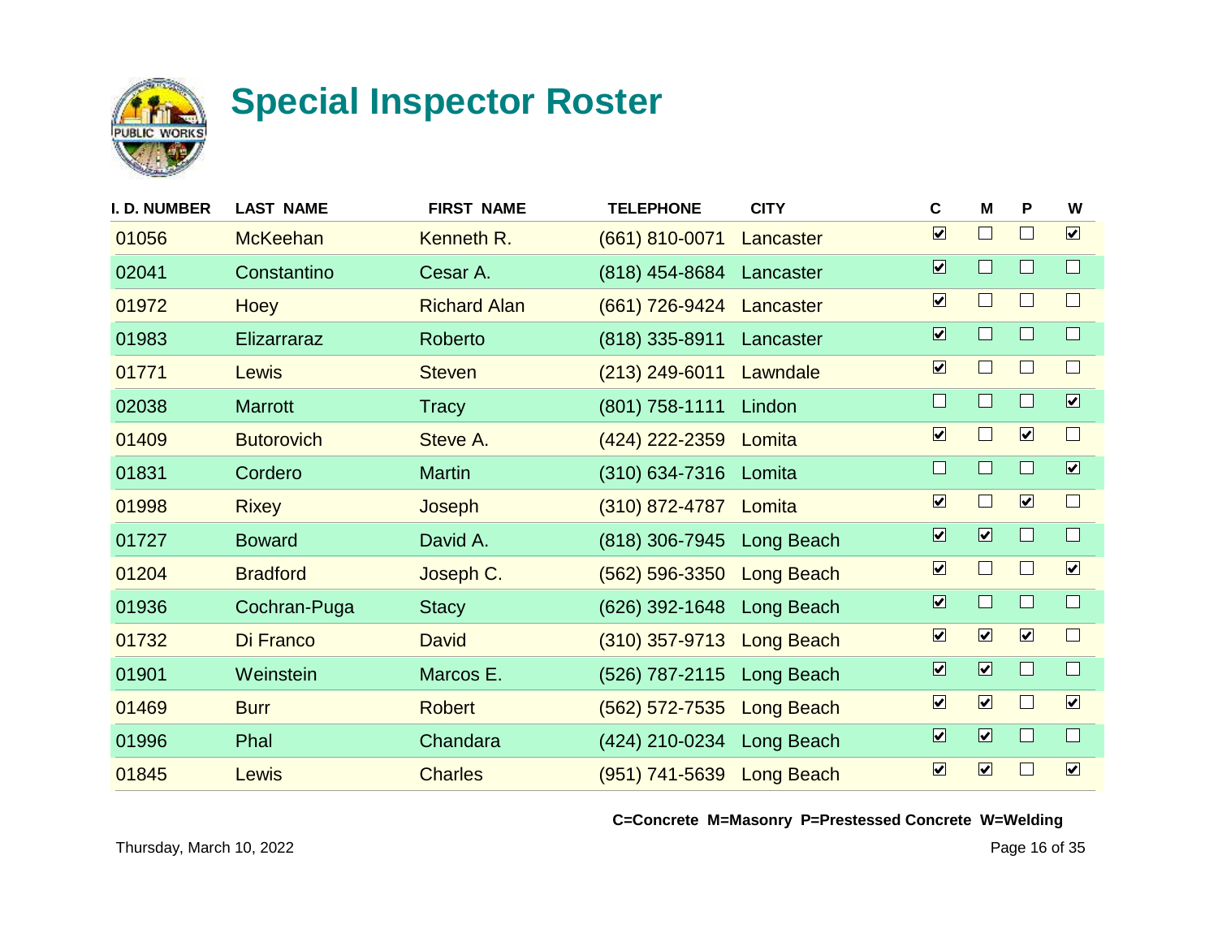# Special Inspector Roster

| I. D. NUMBER | LAST NAME | FIRST NAME | TELEPHONE | CITY | C | M | P | W |
|---|---|---|---|---|---|---|---|---|
| 01056 | McKeehan | Kenneth R. | (661) 810-0071 | Lancaster | ☑ | ☐ | ☐ | ☑ |
| 02041 | Constantino | Cesar A. | (818) 454-8684 | Lancaster | ☑ | ☐ | ☐ | ☐ |
| 01972 | Hoey | Richard Alan | (661) 726-9424 | Lancaster | ☑ | ☐ | ☐ | ☐ |
| 01983 | Elizarraraz | Roberto | (818) 335-8911 | Lancaster | ☑ | ☐ | ☐ | ☐ |
| 01771 | Lewis | Steven | (213) 249-6011 | Lawndale | ☑ | ☐ | ☐ | ☐ |
| 02038 | Marrott | Tracy | (801) 758-1111 | Lindon | ☐ | ☐ | ☐ | ☑ |
| 01409 | Butorovich | Steve A. | (424) 222-2359 | Lomita | ☑ | ☐ | ☑ | ☐ |
| 01831 | Cordero | Martin | (310) 634-7316 | Lomita | ☐ | ☐ | ☐ | ☑ |
| 01998 | Rixey | Joseph | (310) 872-4787 | Lomita | ☑ | ☐ | ☑ | ☐ |
| 01727 | Boward | David A. | (818) 306-7945 | Long Beach | ☑ | ☑ | ☐ | ☐ |
| 01204 | Bradford | Joseph C. | (562) 596-3350 | Long Beach | ☑ | ☐ | ☐ | ☑ |
| 01936 | Cochran-Puga | Stacy | (626) 392-1648 | Long Beach | ☑ | ☐ | ☐ | ☐ |
| 01732 | Di Franco | David | (310) 357-9713 | Long Beach | ☑ | ☑ | ☑ | ☐ |
| 01901 | Weinstein | Marcos E. | (526) 787-2115 | Long Beach | ☑ | ☑ | ☐ | ☐ |
| 01469 | Burr | Robert | (562) 572-7535 | Long Beach | ☑ | ☑ | ☐ | ☑ |
| 01996 | Phal | Chandara | (424) 210-0234 | Long Beach | ☑ | ☑ | ☐ | ☐ |
| 01845 | Lewis | Charles | (951) 741-5639 | Long Beach | ☑ | ☑ | ☐ | ☑ |

**C=Concrete M=Masonry P=Prestessed Concrete W=Welding**

Thursday, March 10, 2022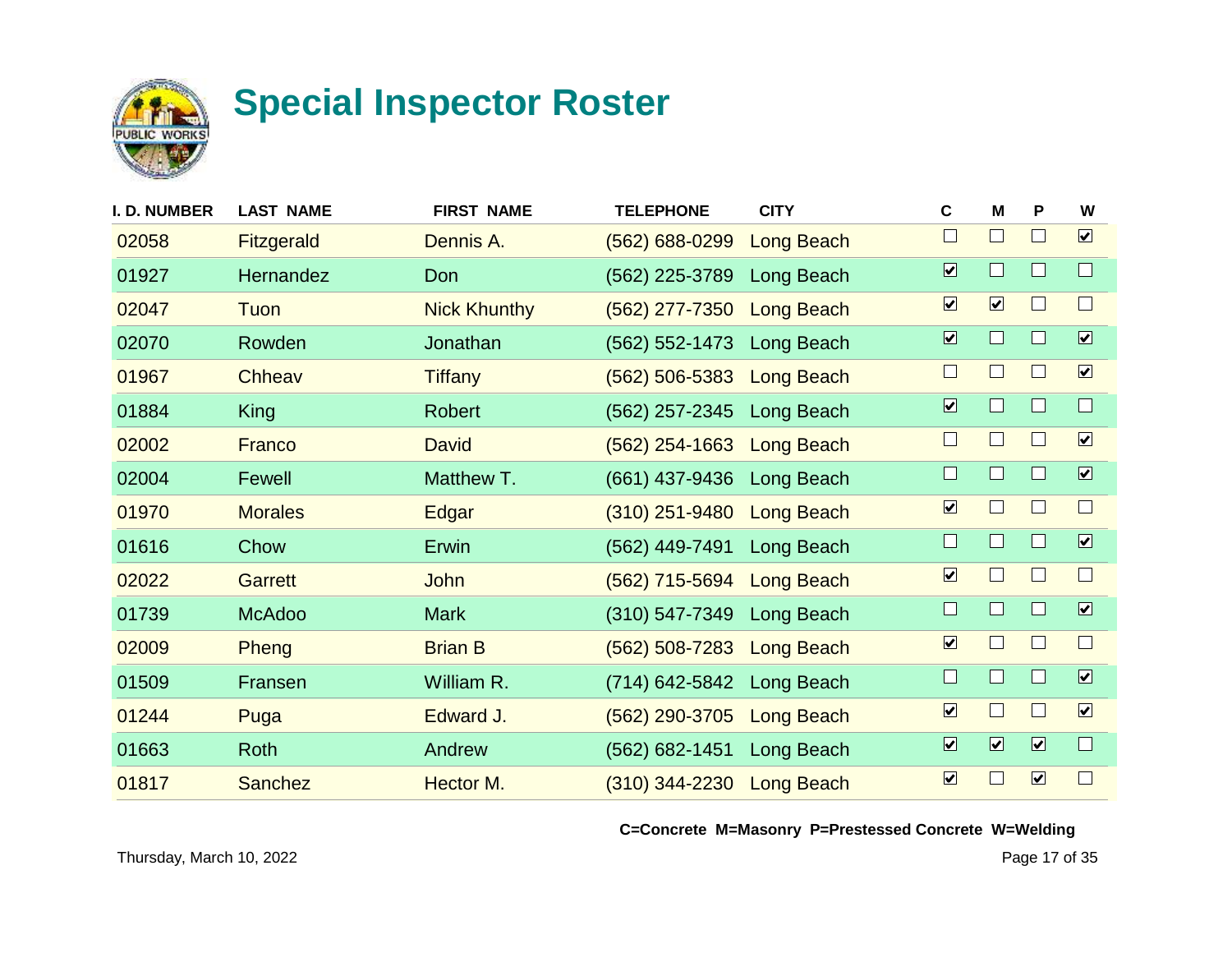# Special Inspector Roster

| I. D. NUMBER | LAST NAME | FIRST NAME | TELEPHONE | CITY | C | M | P | W |
|---|---|---|---|---|---|---|---|---|
| 02058 | Fitzgerald | Dennis A. | (562) 688-0299 | Long Beach | ☐ | ☐ | ☐ | ☑ |
| 01927 | Hernandez | Don | (562) 225-3789 | Long Beach | ☑ | ☐ | ☐ | ☐ |
| 02047 | Tuon | Nick Khunthy | (562) 277-7350 | Long Beach | ☑ | ☑ | ☐ | ☐ |
| 02070 | Rowden | Jonathan | (562) 552-1473 | Long Beach | ☑ | ☐ | ☐ | ☑ |
| 01967 | Chheav | Tiffany | (562) 506-5383 | Long Beach | ☐ | ☐ | ☐ | ☑ |
| 01884 | King | Robert | (562) 257-2345 | Long Beach | ☑ | ☐ | ☐ | ☐ |
| 02002 | Franco | David | (562) 254-1663 | Long Beach | ☐ | ☐ | ☐ | ☑ |
| 02004 | Fewell | Matthew T. | (661) 437-9436 | Long Beach | ☐ | ☐ | ☐ | ☑ |
| 01970 | Morales | Edgar | (310) 251-9480 | Long Beach | ☑ | ☐ | ☐ | ☐ |
| 01616 | Chow | Erwin | (562) 449-7491 | Long Beach | ☐ | ☐ | ☐ | ☑ |
| 02022 | Garrett | John | (562) 715-5694 | Long Beach | ☑ | ☐ | ☐ | ☐ |
| 01739 | McAdoo | Mark | (310) 547-7349 | Long Beach | ☐ | ☐ | ☐ | ☑ |
| 02009 | Pheng | Brian B | (562) 508-7283 | Long Beach | ☑ | ☐ | ☐ | ☐ |
| 01509 | Fransen | William R. | (714) 642-5842 | Long Beach | ☐ | ☐ | ☐ | ☑ |
| 01244 | Puga | Edward J. | (562) 290-3705 | Long Beach | ☑ | ☐ | ☐ | ☑ |
| 01663 | Roth | Andrew | (562) 682-1451 | Long Beach | ☑ | ☑ | ☑ | ☐ |
| 01817 | Sanchez | Hector M. | (310) 344-2230 | Long Beach | ☑ | ☐ | ☑ | ☐ |

**C=Concrete M=Masonry P=Prestessed Concrete W=Welding**

Thursday, March 10, 2022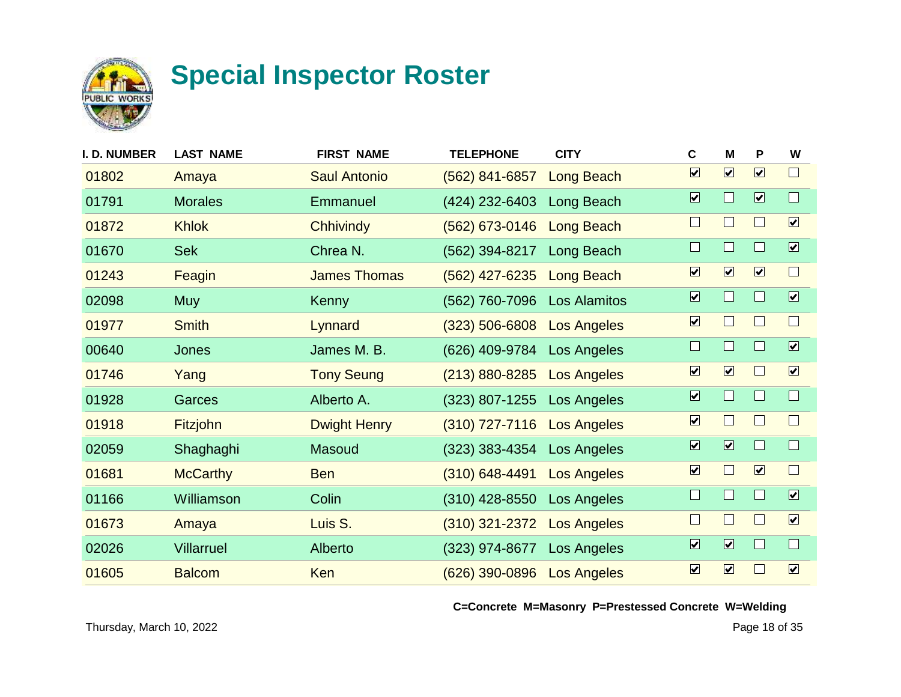# Special Inspector Roster

| I. D. NUMBER | LAST NAME | FIRST NAME | TELEPHONE | CITY | C | M | P | W |
|---|---|---|---|---|---|---|---|---|
| 01802 | Amaya | Saul Antonio | (562) 841-6857 | Long Beach | ☑ | ☑ | ☑ | ☐ |
| 01791 | Morales | Emmanuel | (424) 232-6403 | Long Beach | ☑ | ☐ | ☑ | ☐ |
| 01872 | Khlok | Chhivindy | (562) 673-0146 | Long Beach | ☐ | ☐ | ☐ | ☑ |
| 01670 | Sek | Chrea N. | (562) 394-8217 | Long Beach | ☐ | ☐ | ☐ | ☑ |
| 01243 | Feagin | James Thomas | (562) 427-6235 | Long Beach | ☑ | ☑ | ☑ | ☐ |
| 02098 | Muy | Kenny | (562) 760-7096 | Los Alamitos | ☑ | ☐ | ☐ | ☑ |
| 01977 | Smith | Lynnard | (323) 506-6808 | Los Angeles | ☑ | ☐ | ☐ | ☐ |
| 00640 | Jones | James M. B. | (626) 409-9784 | Los Angeles | ☐ | ☐ | ☐ | ☑ |
| 01746 | Yang | Tony Seung | (213) 880-8285 | Los Angeles | ☑ | ☑ | ☐ | ☑ |
| 01928 | Garces | Alberto A. | (323) 807-1255 | Los Angeles | ☑ | ☐ | ☐ | ☐ |
| 01918 | Fitzjohn | Dwight Henry | (310) 727-7116 | Los Angeles | ☑ | ☐ | ☐ | ☐ |
| 02059 | Shaghaghi | Masoud | (323) 383-4354 | Los Angeles | ☑ | ☑ | ☐ | ☐ |
| 01681 | McCarthy | Ben | (310) 648-4491 | Los Angeles | ☑ | ☐ | ☑ | ☐ |
| 01166 | Williamson | Colin | (310) 428-8550 | Los Angeles | ☐ | ☐ | ☐ | ☑ |
| 01673 | Amaya | Luis S. | (310) 321-2372 | Los Angeles | ☐ | ☐ | ☐ | ☑ |
| 02026 | Villarruel | Alberto | (323) 974-8677 | Los Angeles | ☑ | ☑ | ☐ | ☐ |
| 01605 | Balcom | Ken | (626) 390-0896 | Los Angeles | ☑ | ☑ | ☐ | ☑ |

**C=Concrete M=Masonry P=Prestessed Concrete W=Welding**

Thursday, March 10, 2022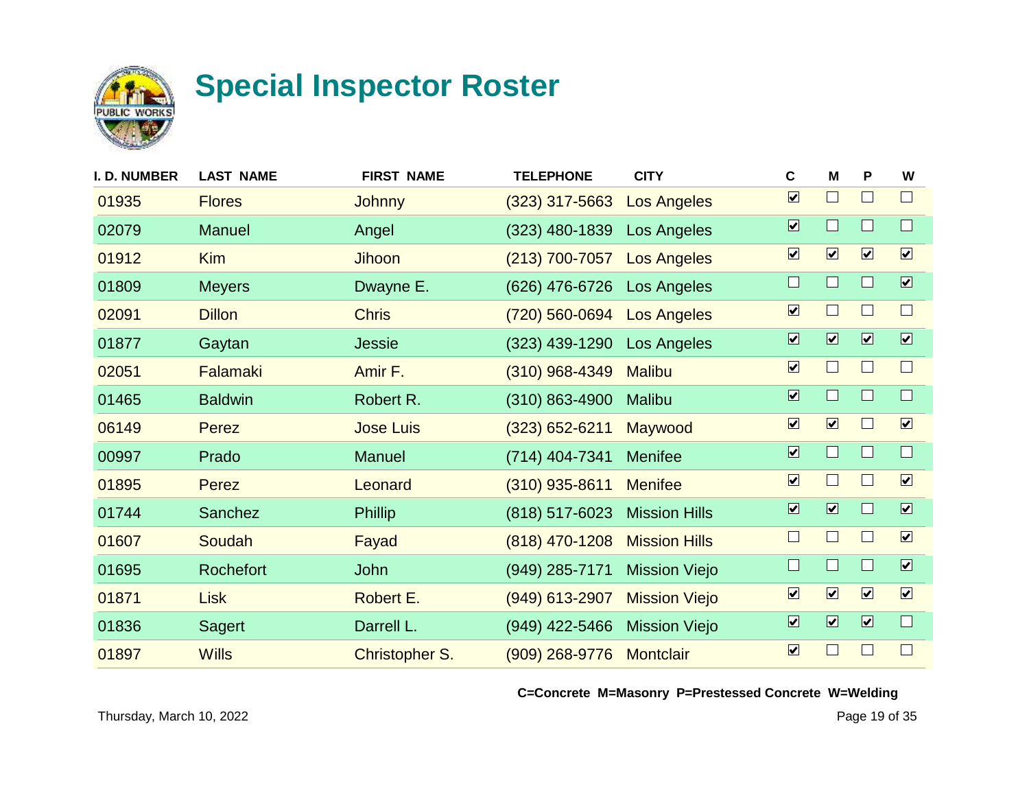# Special Inspector Roster

| I. D. NUMBER | LAST NAME | FIRST NAME | TELEPHONE | CITY | C | M | P | W |
|---|---|---|---|---|---|---|---|---|
| 01935 | Flores | Johnny | (323) 317-5663 | Los Angeles | ☑ | ☐ | ☐ | ☐ |
| 02079 | Manuel | Angel | (323) 480-1839 | Los Angeles | ☑ | ☐ | ☐ | ☐ |
| 01912 | Kim | Jihoon | (213) 700-7057 | Los Angeles | ☑ | ☑ | ☑ | ☑ |
| 01809 | Meyers | Dwayne E. | (626) 476-6726 | Los Angeles | ☐ | ☐ | ☐ | ☑ |
| 02091 | Dillon | Chris | (720) 560-0694 | Los Angeles | ☑ | ☐ | ☐ | ☐ |
| 01877 | Gaytan | Jessie | (323) 439-1290 | Los Angeles | ☑ | ☑ | ☑ | ☑ |
| 02051 | Falamaki | Amir F. | (310) 968-4349 | Malibu | ☑ | ☐ | ☐ | ☐ |
| 01465 | Baldwin | Robert R. | (310) 863-4900 | Malibu | ☑ | ☐ | ☐ | ☐ |
| 06149 | Perez | Jose Luis | (323) 652-6211 | Maywood | ☑ | ☑ | ☐ | ☑ |
| 00997 | Prado | Manuel | (714) 404-7341 | Menifee | ☑ | ☐ | ☐ | ☐ |
| 01895 | Perez | Leonard | (310) 935-8611 | Menifee | ☑ | ☐ | ☐ | ☑ |
| 01744 | Sanchez | Phillip | (818) 517-6023 | Mission Hills | ☑ | ☑ | ☐ | ☑ |
| 01607 | Soudah | Fayad | (818) 470-1208 | Mission Hills | ☐ | ☐ | ☐ | ☑ |
| 01695 | Rochefort | John | (949) 285-7171 | Mission Viejo | ☐ | ☐ | ☐ | ☑ |
| 01871 | Lisk | Robert E. | (949) 613-2907 | Mission Viejo | ☑ | ☑ | ☑ | ☑ |
| 01836 | Sagert | Darrell L. | (949) 422-5466 | Mission Viejo | ☑ | ☑ | ☑ | ☐ |
| 01897 | Wills | Christopher S. | (909) 268-9776 | Montclair | ☑ | ☐ | ☐ | ☐ |

**C=Concrete M=Masonry P=Prestessed Concrete W=Welding**

Thursday, March 10, 2022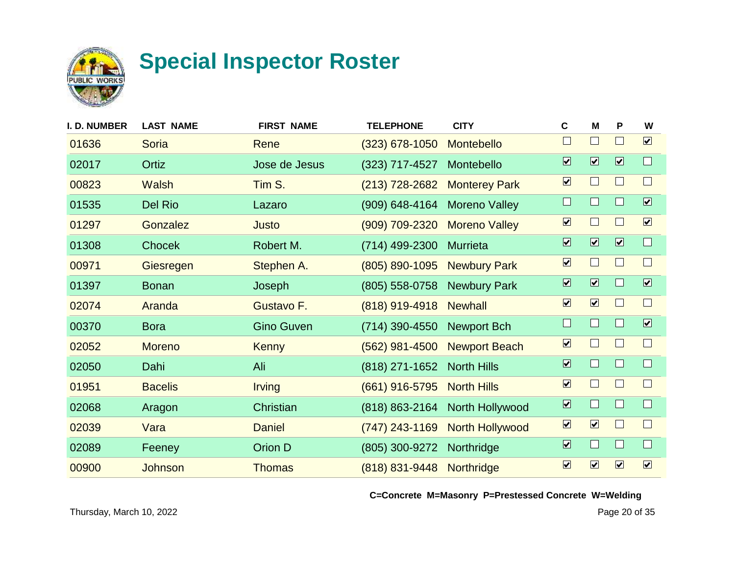# Special Inspector Roster

| I. D. NUMBER | LAST NAME | FIRST NAME | TELEPHONE | CITY | C | M | P | W |
|---|---|---|---|---|---|---|---|---|
| 01636 | Soria | Rene | (323) 678-1050 | Montebello | ☐ | ☐ | ☐ | ☑ |
| 02017 | Ortiz | Jose de Jesus | (323) 717-4527 | Montebello | ☑ | ☑ | ☑ | ☐ |
| 00823 | Walsh | Tim S. | (213) 728-2682 | Monterey Park | ☑ | ☐ | ☐ | ☐ |
| 01535 | Del Rio | Lazaro | (909) 648-4164 | Moreno Valley | ☐ | ☐ | ☐ | ☑ |
| 01297 | Gonzalez | Justo | (909) 709-2320 | Moreno Valley | ☑ | ☐ | ☐ | ☑ |
| 01308 | Chocek | Robert M. | (714) 499-2300 | Murrieta | ☑ | ☑ | ☑ | ☐ |
| 00971 | Giesregen | Stephen A. | (805) 890-1095 | Newbury Park | ☑ | ☐ | ☐ | ☐ |
| 01397 | Bonan | Joseph | (805) 558-0758 | Newbury Park | ☑ | ☑ | ☐ | ☑ |
| 02074 | Aranda | Gustavo F. | (818) 919-4918 | Newhall | ☑ | ☑ | ☐ | ☐ |
| 00370 | Bora | Gino Guven | (714) 390-4550 | Newport Bch | ☐ | ☐ | ☐ | ☑ |
| 02052 | Moreno | Kenny | (562) 981-4500 | Newport Beach | ☑ | ☐ | ☐ | ☐ |
| 02050 | Dahi | Ali | (818) 271-1652 | North Hills | ☑ | ☐ | ☐ | ☐ |
| 01951 | Bacelis | Irving | (661) 916-5795 | North Hills | ☑ | ☐ | ☐ | ☐ |
| 02068 | Aragon | Christian | (818) 863-2164 | North Hollywood | ☑ | ☐ | ☐ | ☐ |
| 02039 | Vara | Daniel | (747) 243-1169 | North Hollywood | ☑ | ☑ | ☐ | ☐ |
| 02089 | Feeney | Orion D | (805) 300-9272 | Northridge | ☑ | ☐ | ☐ | ☐ |
| 00900 | Johnson | Thomas | (818) 831-9448 | Northridge | ☑ | ☑ | ☑ | ☑ |

**C=Concrete M=Masonry P=Prestessed Concrete W=Welding**

Thursday, March 10, 2022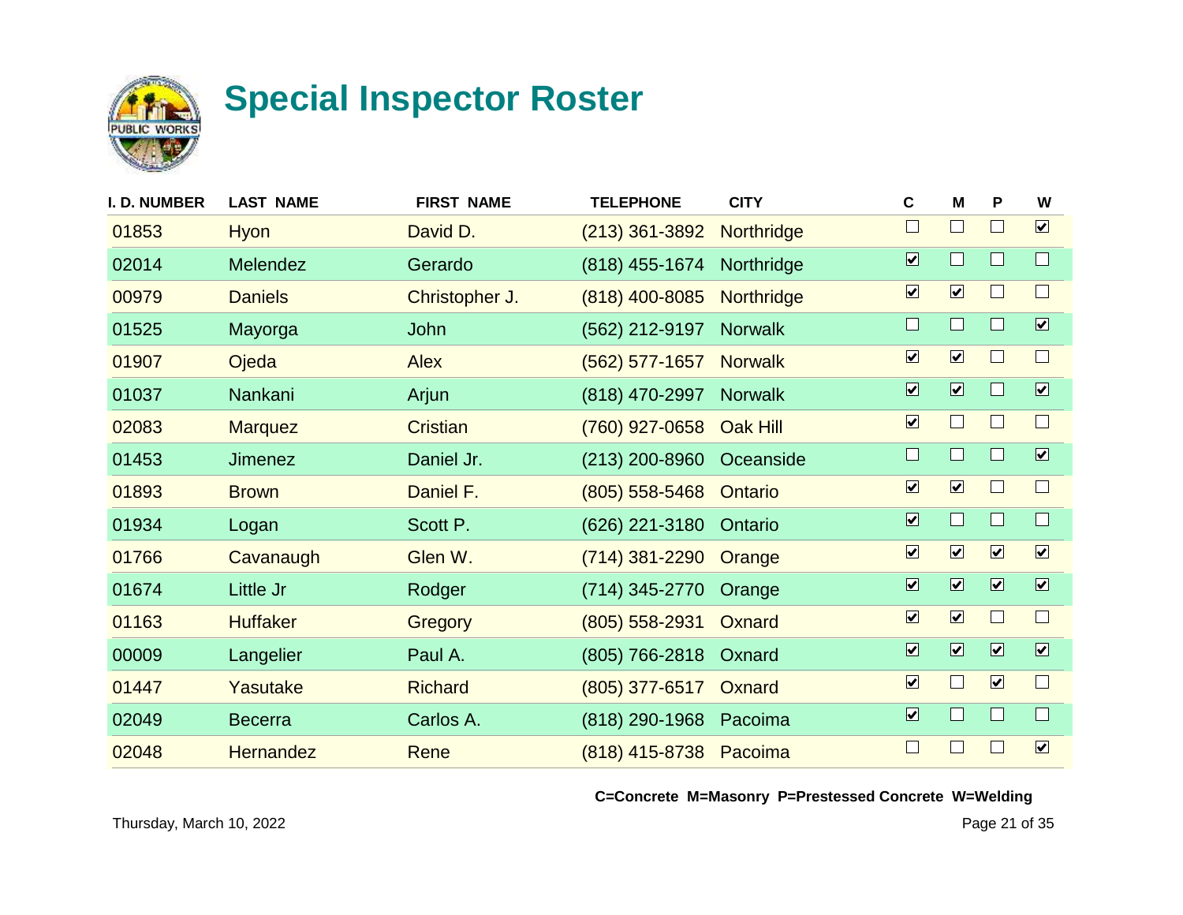# Special Inspector Roster

| I. D. NUMBER | LAST NAME | FIRST NAME | TELEPHONE | CITY | C | M | P | W |
|---|---|---|---|---|---|---|---|---|
| 01853 | Hyon | David D. | (213) 361-3892 | Northridge | ☐ | ☐ | ☐ | ☑ |
| 02014 | Melendez | Gerardo | (818) 455-1674 | Northridge | ☑ | ☐ | ☐ | ☐ |
| 00979 | Daniels | Christopher J. | (818) 400-8085 | Northridge | ☑ | ☑ | ☐ | ☐ |
| 01525 | Mayorga | John | (562) 212-9197 | Norwalk | ☐ | ☐ | ☐ | ☑ |
| 01907 | Ojeda | Alex | (562) 577-1657 | Norwalk | ☑ | ☑ | ☐ | ☐ |
| 01037 | Nankani | Arjun | (818) 470-2997 | Norwalk | ☑ | ☑ | ☐ | ☑ |
| 02083 | Marquez | Cristian | (760) 927-0658 | Oak Hill | ☑ | ☐ | ☐ | ☐ |
| 01453 | Jimenez | Daniel Jr. | (213) 200-8960 | Oceanside | ☐ | ☐ | ☐ | ☑ |
| 01893 | Brown | Daniel F. | (805) 558-5468 | Ontario | ☑ | ☑ | ☐ | ☐ |
| 01934 | Logan | Scott P. | (626) 221-3180 | Ontario | ☑ | ☐ | ☐ | ☐ |
| 01766 | Cavanaugh | Glen W. | (714) 381-2290 | Orange | ☑ | ☑ | ☑ | ☑ |
| 01674 | Little Jr | Rodger | (714) 345-2770 | Orange | ☑ | ☑ | ☑ | ☑ |
| 01163 | Huffaker | Gregory | (805) 558-2931 | Oxnard | ☑ | ☑ | ☐ | ☐ |
| 00009 | Langelier | Paul A. | (805) 766-2818 | Oxnard | ☑ | ☑ | ☑ | ☑ |
| 01447 | Yasutake | Richard | (805) 377-6517 | Oxnard | ☑ | ☐ | ☑ | ☐ |
| 02049 | Becerra | Carlos A. | (818) 290-1968 | Pacoima | ☑ | ☐ | ☐ | ☐ |
| 02048 | Hernandez | Rene | (818) 415-8738 | Pacoima | ☐ | ☐ | ☐ | ☑ |

**C=Concrete M=Masonry P=Prestessed Concrete W=Welding**

Thursday, March 10, 2022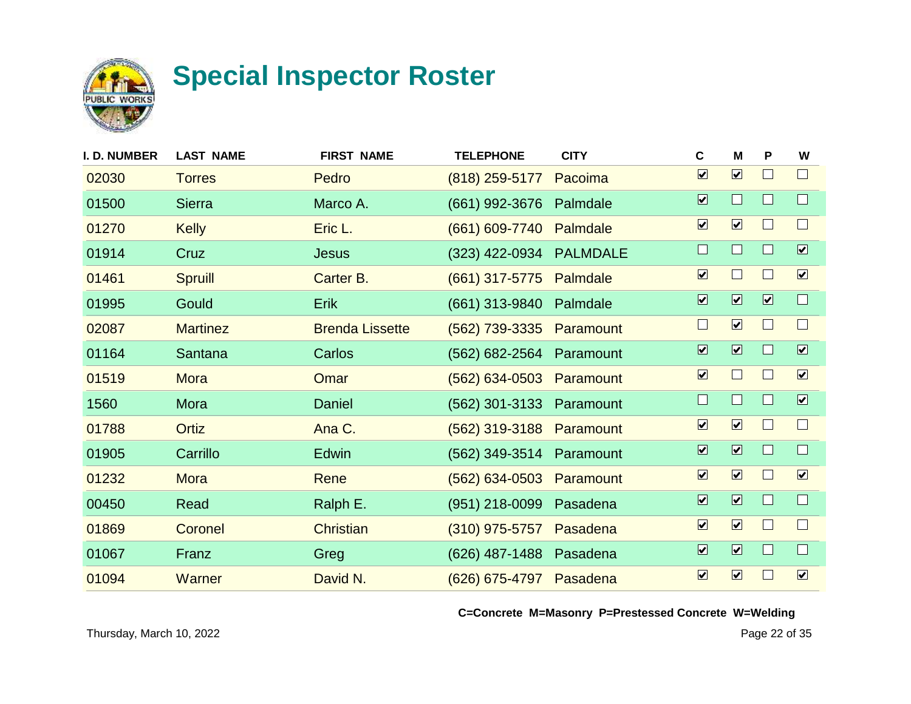# Special Inspector Roster

| I. D. NUMBER | LAST NAME | FIRST NAME | TELEPHONE | CITY | C | M | P | W |
|---|---|---|---|---|---|---|---|---|
| 02030 | Torres | Pedro | (818) 259-5177 | Pacoima | ☑ | ☑ | ☐ | ☐ |
| 01500 | Sierra | Marco A. | (661) 992-3676 | Palmdale | ☑ | ☐ | ☐ | ☐ |
| 01270 | Kelly | Eric L. | (661) 609-7740 | Palmdale | ☑ | ☑ | ☐ | ☐ |
| 01914 | Cruz | Jesus | (323) 422-0934 | PALMDALE | ☐ | ☐ | ☐ | ☑ |
| 01461 | Spruill | Carter B. | (661) 317-5775 | Palmdale | ☑ | ☐ | ☐ | ☑ |
| 01995 | Gould | Erik | (661) 313-9840 | Palmdale | ☑ | ☑ | ☑ | ☐ |
| 02087 | Martinez | Brenda Lissette | (562) 739-3335 | Paramount | ☐ | ☑ | ☐ | ☐ |
| 01164 | Santana | Carlos | (562) 682-2564 | Paramount | ☑ | ☑ | ☐ | ☑ |
| 01519 | Mora | Omar | (562) 634-0503 | Paramount | ☑ | ☐ | ☐ | ☑ |
| 1560 | Mora | Daniel | (562) 301-3133 | Paramount | ☐ | ☐ | ☐ | ☑ |
| 01788 | Ortiz | Ana C. | (562) 319-3188 | Paramount | ☑ | ☑ | ☐ | ☐ |
| 01905 | Carrillo | Edwin | (562) 349-3514 | Paramount | ☑ | ☑ | ☐ | ☐ |
| 01232 | Mora | Rene | (562) 634-0503 | Paramount | ☑ | ☑ | ☐ | ☑ |
| 00450 | Read | Ralph E. | (951) 218-0099 | Pasadena | ☑ | ☑ | ☐ | ☐ |
| 01869 | Coronel | Christian | (310) 975-5757 | Pasadena | ☑ | ☑ | ☐ | ☐ |
| 01067 | Franz | Greg | (626) 487-1488 | Pasadena | ☑ | ☑ | ☐ | ☐ |
| 01094 | Warner | David N. | (626) 675-4797 | Pasadena | ☑ | ☑ | ☐ | ☑ |

**C=Concrete M=Masonry P=Prestessed Concrete W=Welding**

Thursday, March 10, 2022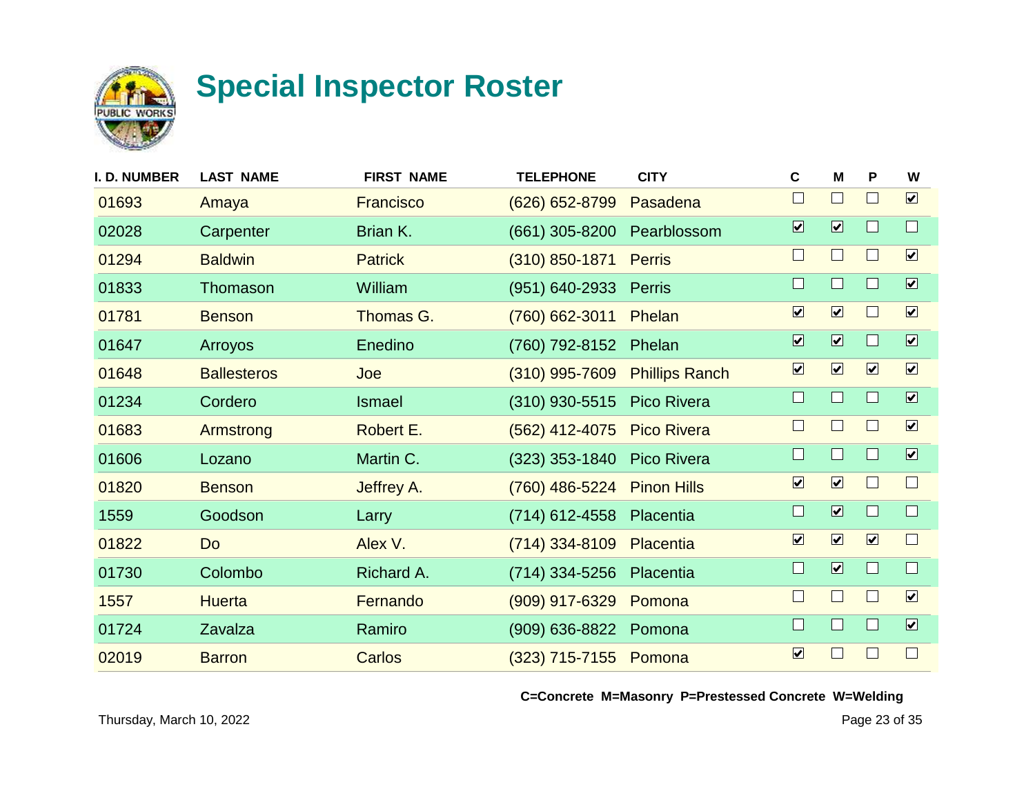# Special Inspector Roster

| I. D. NUMBER | LAST NAME | FIRST NAME | TELEPHONE | CITY | C | M | P | W |
|---|---|---|---|---|---|---|---|---|
| 01693 | Amaya | Francisco | (626) 652-8799 | Pasadena | ☐ | ☐ | ☐ | ☑ |
| 02028 | Carpenter | Brian K. | (661) 305-8200 | Pearblossom | ☑ | ☑ | ☐ | ☐ |
| 01294 | Baldwin | Patrick | (310) 850-1871 | Perris | ☐ | ☐ | ☐ | ☑ |
| 01833 | Thomason | William | (951) 640-2933 | Perris | ☐ | ☐ | ☐ | ☑ |
| 01781 | Benson | Thomas G. | (760) 662-3011 | Phelan | ☑ | ☑ | ☐ | ☑ |
| 01647 | Arroyos | Enedino | (760) 792-8152 | Phelan | ☑ | ☑ | ☐ | ☑ |
| 01648 | Ballesteros | Joe | (310) 995-7609 | Phillips Ranch | ☑ | ☑ | ☑ | ☑ |
| 01234 | Cordero | Ismael | (310) 930-5515 | Pico Rivera | ☐ | ☐ | ☐ | ☑ |
| 01683 | Armstrong | Robert E. | (562) 412-4075 | Pico Rivera | ☐ | ☐ | ☐ | ☑ |
| 01606 | Lozano | Martin C. | (323) 353-1840 | Pico Rivera | ☐ | ☐ | ☐ | ☑ |
| 01820 | Benson | Jeffrey A. | (760) 486-5224 | Pinon Hills | ☑ | ☑ | ☐ | ☐ |
| 1559 | Goodson | Larry | (714) 612-4558 | Placentia | ☐ | ☑ | ☐ | ☐ |
| 01822 | Do | Alex V. | (714) 334-8109 | Placentia | ☑ | ☑ | ☑ | ☐ |
| 01730 | Colombo | Richard A. | (714) 334-5256 | Placentia | ☐ | ☑ | ☐ | ☐ |
| 1557 | Huerta | Fernando | (909) 917-6329 | Pomona | ☐ | ☐ | ☐ | ☑ |
| 01724 | Zavalza | Ramiro | (909) 636-8822 | Pomona | ☐ | ☐ | ☐ | ☑ |
| 02019 | Barron | Carlos | (323) 715-7155 | Pomona | ☑ | ☐ | ☐ | ☐ |

**C=Concrete M=Masonry P=Prestessed Concrete W=Welding**

Thursday, March 10, 2022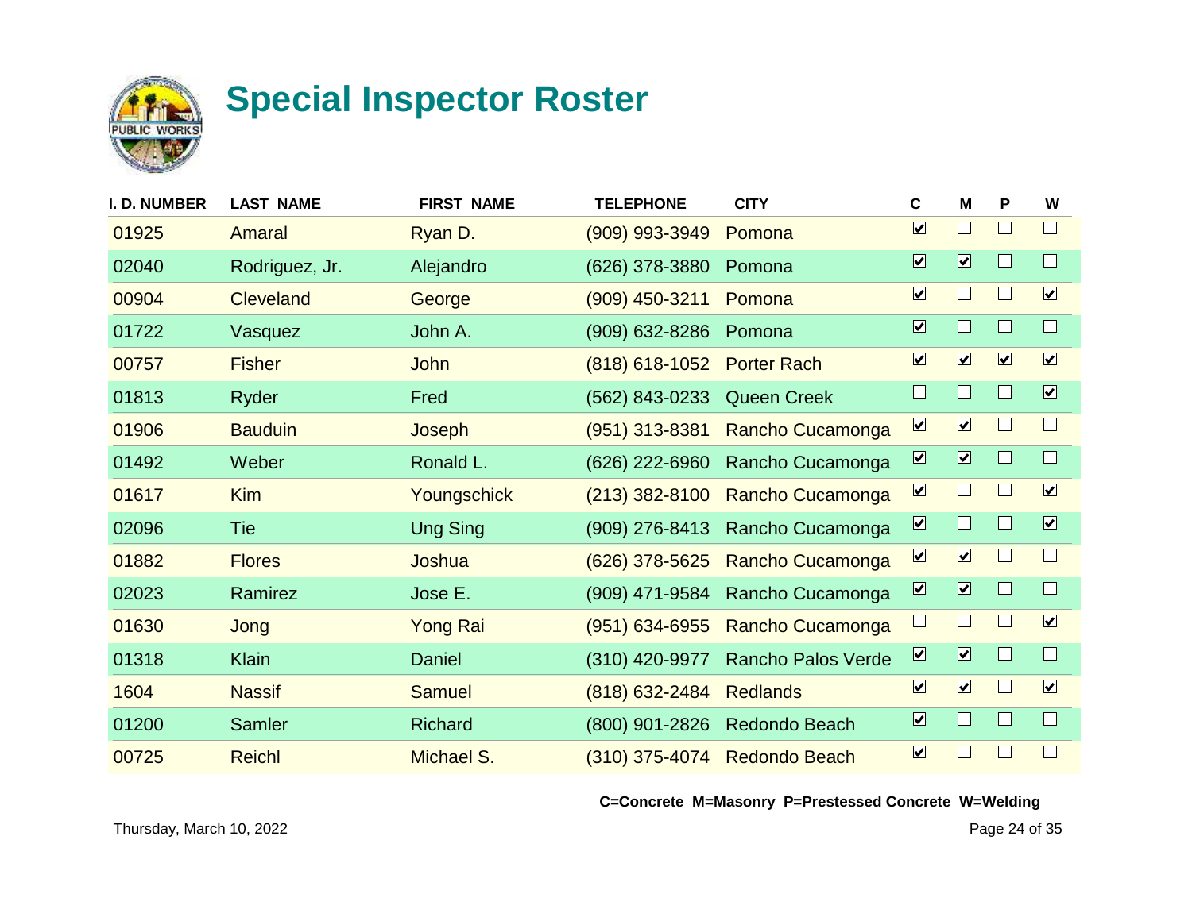# Special Inspector Roster

| I. D. NUMBER | LAST NAME | FIRST NAME | TELEPHONE | CITY | C | M | P | W |
|---|---|---|---|---|---|---|---|---|
| 01925 | Amaral | Ryan D. | (909) 993-3949 | Pomona | ☑ | ☐ | ☐ | ☐ |
| 02040 | Rodriguez, Jr. | Alejandro | (626) 378-3880 | Pomona | ☑ | ☑ | ☐ | ☐ |
| 00904 | Cleveland | George | (909) 450-3211 | Pomona | ☑ | ☐ | ☐ | ☑ |
| 01722 | Vasquez | John A. | (909) 632-8286 | Pomona | ☑ | ☐ | ☐ | ☐ |
| 00757 | Fisher | John | (818) 618-1052 | Porter Rach | ☑ | ☑ | ☑ | ☑ |
| 01813 | Ryder | Fred | (562) 843-0233 | Queen Creek | ☐ | ☐ | ☐ | ☑ |
| 01906 | Bauduin | Joseph | (951) 313-8381 | Rancho Cucamonga | ☑ | ☑ | ☐ | ☐ |
| 01492 | Weber | Ronald L. | (626) 222-6960 | Rancho Cucamonga | ☑ | ☑ | ☐ | ☐ |
| 01617 | Kim | Youngschick | (213) 382-8100 | Rancho Cucamonga | ☑ | ☐ | ☐ | ☑ |
| 02096 | Tie | Ung Sing | (909) 276-8413 | Rancho Cucamonga | ☑ | ☐ | ☐ | ☑ |
| 01882 | Flores | Joshua | (626) 378-5625 | Rancho Cucamonga | ☑ | ☑ | ☐ | ☐ |
| 02023 | Ramirez | Jose E. | (909) 471-9584 | Rancho Cucamonga | ☑ | ☑ | ☐ | ☐ |
| 01630 | Jong | Yong Rai | (951) 634-6955 | Rancho Cucamonga | ☐ | ☐ | ☐ | ☑ |
| 01318 | Klain | Daniel | (310) 420-9977 | Rancho Palos Verde | ☑ | ☑ | ☐ | ☐ |
| 1604 | Nassif | Samuel | (818) 632-2484 | Redlands | ☑ | ☑ | ☐ | ☑ |
| 01200 | Samler | Richard | (800) 901-2826 | Redondo Beach | ☑ | ☐ | ☐ | ☐ |
| 00725 | Reichl | Michael S. | (310) 375-4074 | Redondo Beach | ☑ | ☐ | ☐ | ☐ |

**C=Concrete M=Masonry P=Prestessed Concrete W=Welding**

Thursday, March 10, 2022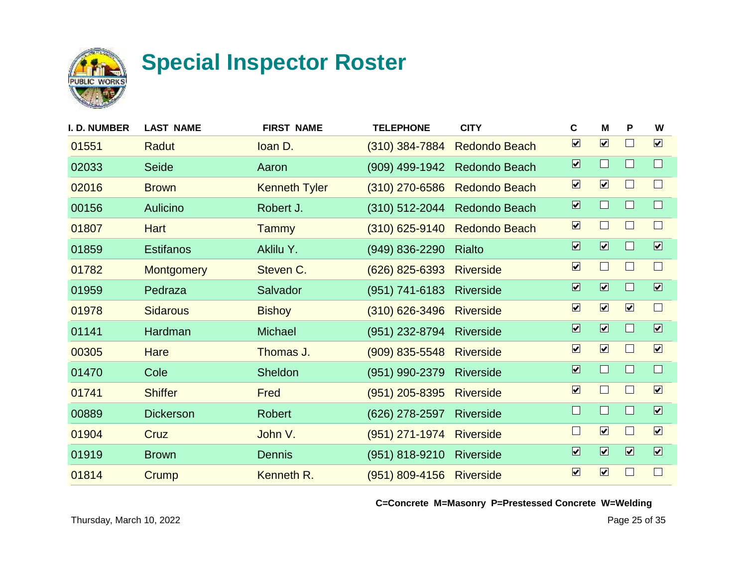# Special Inspector Roster

| I. D. NUMBER | LAST NAME | FIRST NAME | TELEPHONE | CITY | C | M | P | W |
|---|---|---|---|---|---|---|---|---|
| 01551 | Radut | Ioan D. | (310) 384-7884 | Redondo Beach | ☑ | ☑ | ☐ | ☑ |
| 02033 | Seide | Aaron | (909) 499-1942 | Redondo Beach | ☑ | ☐ | ☐ | ☐ |
| 02016 | Brown | Kenneth Tyler | (310) 270-6586 | Redondo Beach | ☑ | ☑ | ☐ | ☐ |
| 00156 | Aulicino | Robert J. | (310) 512-2044 | Redondo Beach | ☑ | ☐ | ☐ | ☐ |
| 01807 | Hart | Tammy | (310) 625-9140 | Redondo Beach | ☑ | ☐ | ☐ | ☐ |
| 01859 | Estifanos | Aklilu Y. | (949) 836-2290 | Rialto | ☑ | ☑ | ☐ | ☑ |
| 01782 | Montgomery | Steven C. | (626) 825-6393 | Riverside | ☑ | ☐ | ☐ | ☐ |
| 01959 | Pedraza | Salvador | (951) 741-6183 | Riverside | ☑ | ☑ | ☐ | ☑ |
| 01978 | Sidarous | Bishoy | (310) 626-3496 | Riverside | ☑ | ☑ | ☑ | ☐ |
| 01141 | Hardman | Michael | (951) 232-8794 | Riverside | ☑ | ☑ | ☐ | ☑ |
| 00305 | Hare | Thomas J. | (909) 835-5548 | Riverside | ☑ | ☑ | ☐ | ☑ |
| 01470 | Cole | Sheldon | (951) 990-2379 | Riverside | ☑ | ☐ | ☐ | ☐ |
| 01741 | Shiffer | Fred | (951) 205-8395 | Riverside | ☑ | ☐ | ☐ | ☑ |
| 00889 | Dickerson | Robert | (626) 278-2597 | Riverside | ☐ | ☐ | ☐ | ☑ |
| 01904 | Cruz | John V. | (951) 271-1974 | Riverside | ☐ | ☑ | ☐ | ☑ |
| 01919 | Brown | Dennis | (951) 818-9210 | Riverside | ☑ | ☑ | ☑ | ☑ |
| 01814 | Crump | Kenneth R. | (951) 809-4156 | Riverside | ☑ | ☑ | ☐ | ☐ |

**C=Concrete M=Masonry P=Prestessed Concrete W=Welding**

Thursday, March 10, 2022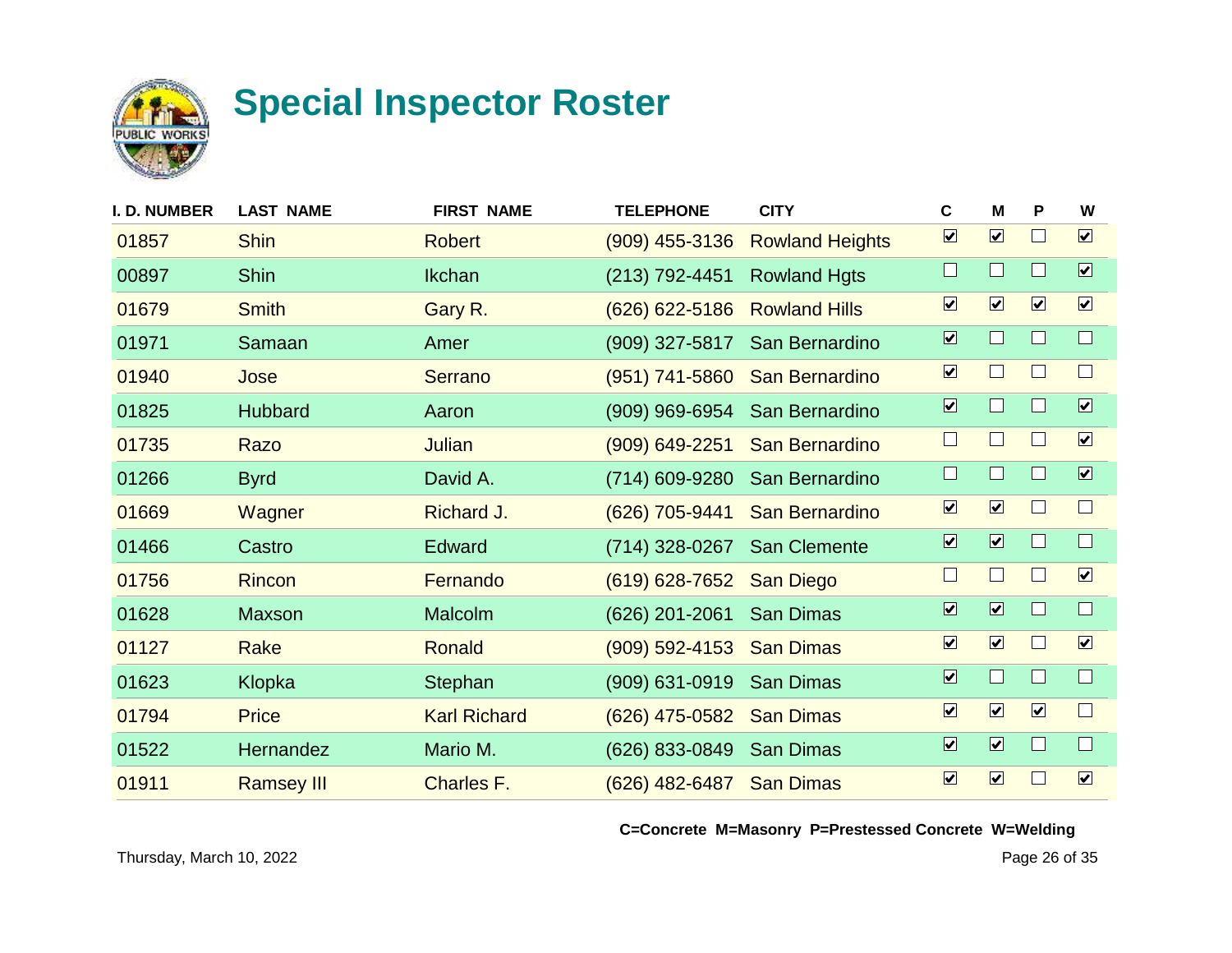# Special Inspector Roster

| I. D. NUMBER | LAST NAME | FIRST NAME | TELEPHONE | CITY | C | M | P | W |
|---|---|---|---|---|---|---|---|---|
| 01857 | Shin | Robert | (909) 455-3136 | Rowland Heights | ☑ | ☑ | ☐ | ☑ |
| 00897 | Shin | Ikchan | (213) 792-4451 | Rowland Hgts | ☐ | ☐ | ☐ | ☑ |
| 01679 | Smith | Gary R. | (626) 622-5186 | Rowland Hills | ☑ | ☑ | ☑ | ☑ |
| 01971 | Samaan | Amer | (909) 327-5817 | San Bernardino | ☑ | ☐ | ☐ | ☐ |
| 01940 | Jose | Serrano | (951) 741-5860 | San Bernardino | ☑ | ☐ | ☐ | ☐ |
| 01825 | Hubbard | Aaron | (909) 969-6954 | San Bernardino | ☑ | ☐ | ☐ | ☑ |
| 01735 | Razo | Julian | (909) 649-2251 | San Bernardino | ☐ | ☐ | ☐ | ☑ |
| 01266 | Byrd | David A. | (714) 609-9280 | San Bernardino | ☐ | ☐ | ☐ | ☑ |
| 01669 | Wagner | Richard J. | (626) 705-9441 | San Bernardino | ☑ | ☑ | ☐ | ☐ |
| 01466 | Castro | Edward | (714) 328-0267 | San Clemente | ☑ | ☑ | ☐ | ☐ |
| 01756 | Rincon | Fernando | (619) 628-7652 | San Diego | ☐ | ☐ | ☐ | ☑ |
| 01628 | Maxson | Malcolm | (626) 201-2061 | San Dimas | ☑ | ☑ | ☐ | ☐ |
| 01127 | Rake | Ronald | (909) 592-4153 | San Dimas | ☑ | ☑ | ☐ | ☑ |
| 01623 | Klopka | Stephan | (909) 631-0919 | San Dimas | ☑ | ☐ | ☐ | ☐ |
| 01794 | Price | Karl Richard | (626) 475-0582 | San Dimas | ☑ | ☑ | ☑ | ☐ |
| 01522 | Hernandez | Mario M. | (626) 833-0849 | San Dimas | ☑ | ☑ | ☐ | ☐ |
| 01911 | Ramsey III | Charles F. | (626) 482-6487 | San Dimas | ☑ | ☑ | ☐ | ☑ |

**C=Concrete M=Masonry P=Prestessed Concrete W=Welding**

Thursday, March 10, 2022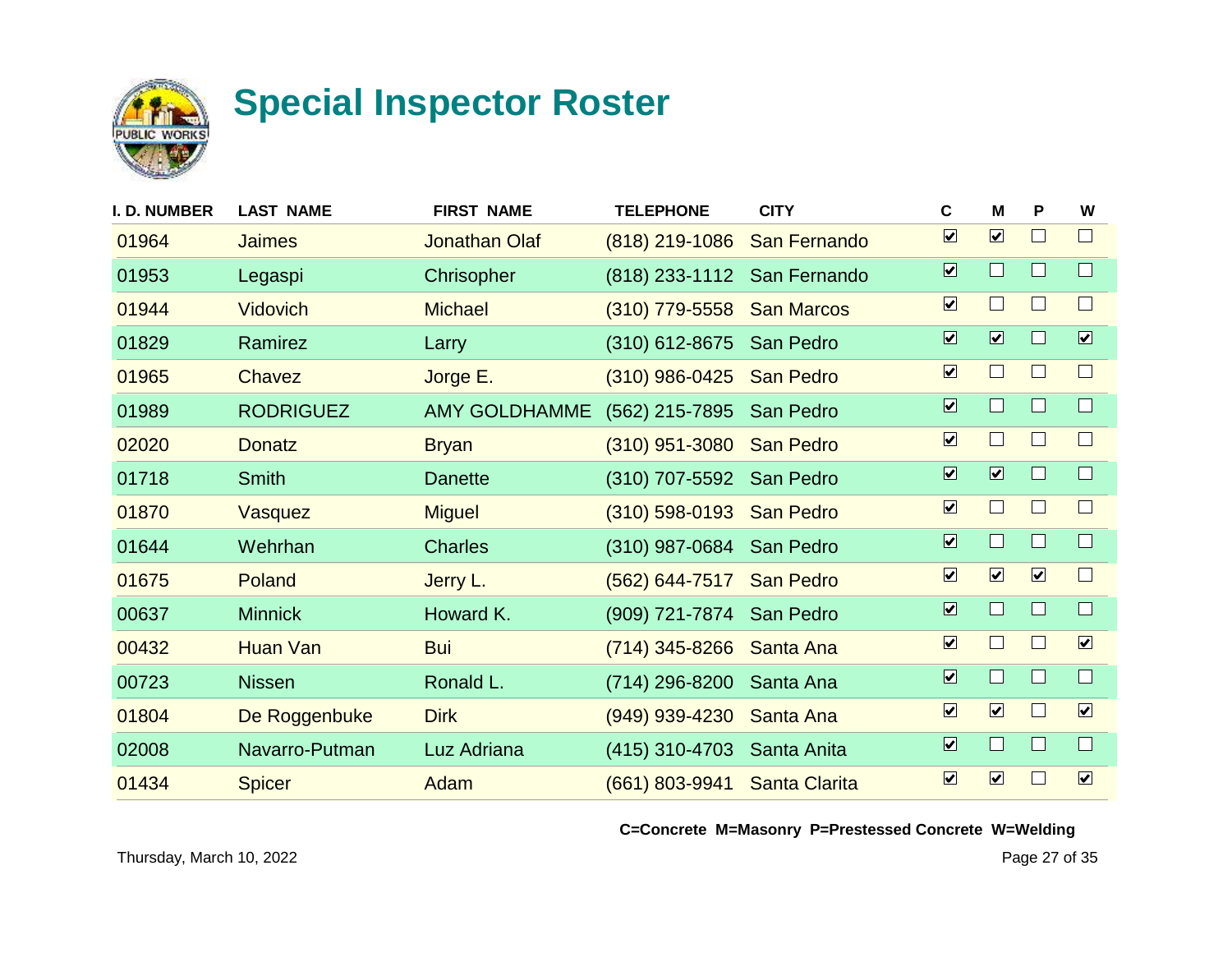# Special Inspector Roster

| I. D. NUMBER | LAST NAME | FIRST NAME | TELEPHONE | CITY | C | M | P | W |
|---|---|---|---|---|---|---|---|---|
| 01964 | Jaimes | Jonathan Olaf | (818) 219-1086 | San Fernando | ☑ | ☑ | ☐ | ☐ |
| 01953 | Legaspi | Chrisopher | (818) 233-1112 | San Fernando | ☑ | ☐ | ☐ | ☐ |
| 01944 | Vidovich | Michael | (310) 779-5558 | San Marcos | ☑ | ☐ | ☐ | ☐ |
| 01829 | Ramirez | Larry | (310) 612-8675 | San Pedro | ☑ | ☑ | ☐ | ☑ |
| 01965 | Chavez | Jorge E. | (310) 986-0425 | San Pedro | ☑ | ☐ | ☐ | ☐ |
| 01989 | RODRIGUEZ | AMY GOLDHAMME | (562) 215-7895 | San Pedro | ☑ | ☐ | ☐ | ☐ |
| 02020 | Donatz | Bryan | (310) 951-3080 | San Pedro | ☑ | ☐ | ☐ | ☐ |
| 01718 | Smith | Danette | (310) 707-5592 | San Pedro | ☑ | ☑ | ☐ | ☐ |
| 01870 | Vasquez | Miguel | (310) 598-0193 | San Pedro | ☑ | ☐ | ☐ | ☐ |
| 01644 | Wehrhan | Charles | (310) 987-0684 | San Pedro | ☑ | ☐ | ☐ | ☐ |
| 01675 | Poland | Jerry L. | (562) 644-7517 | San Pedro | ☑ | ☑ | ☑ | ☐ |
| 00637 | Minnick | Howard K. | (909) 721-7874 | San Pedro | ☑ | ☐ | ☐ | ☐ |
| 00432 | Huan Van | Bui | (714) 345-8266 | Santa Ana | ☑ | ☐ | ☐ | ☑ |
| 00723 | Nissen | Ronald L. | (714) 296-8200 | Santa Ana | ☑ | ☐ | ☐ | ☐ |
| 01804 | De Roggenbuke | Dirk | (949) 939-4230 | Santa Ana | ☑ | ☑ | ☐ | ☑ |
| 02008 | Navarro-Putman | Luz Adriana | (415) 310-4703 | Santa Anita | ☑ | ☐ | ☐ | ☐ |
| 01434 | Spicer | Adam | (661) 803-9941 | Santa Clarita | ☑ | ☑ | ☐ | ☑ |

**C=Concrete M=Masonry P=Prestessed Concrete W=Welding**

Thursday, March 10, 2022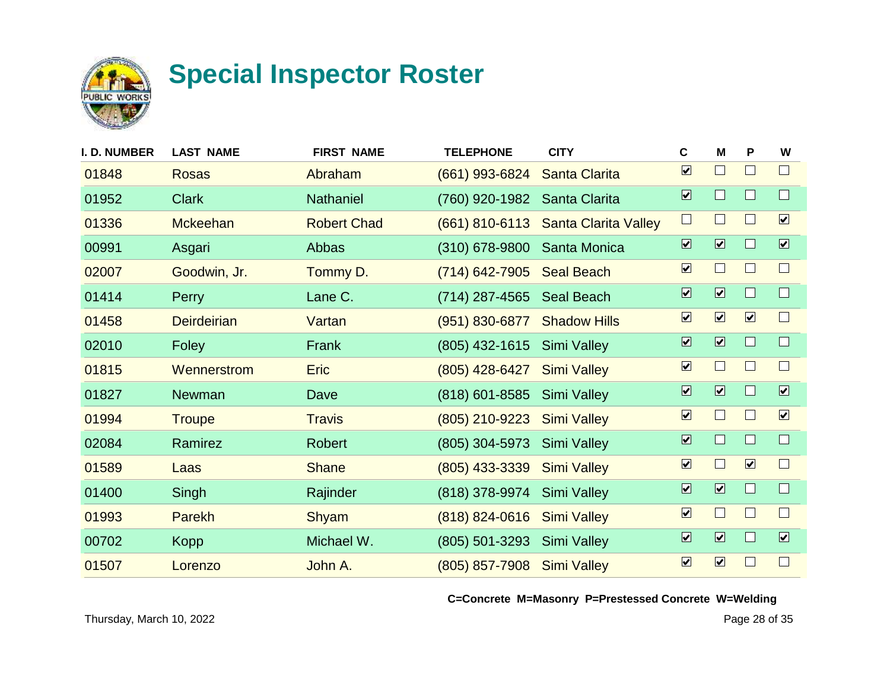# Special Inspector Roster

| I. D. NUMBER | LAST NAME | FIRST NAME | TELEPHONE | CITY | C | M | P | W |
|---|---|---|---|---|---|---|---|---|
| 01848 | Rosas | Abraham | (661) 993-6824 | Santa Clarita | ☑ | ☐ | ☐ | ☐ |
| 01952 | Clark | Nathaniel | (760) 920-1982 | Santa Clarita | ☑ | ☐ | ☐ | ☐ |
| 01336 | Mckeehan | Robert Chad | (661) 810-6113 | Santa Clarita Valley | ☐ | ☐ | ☐ | ☑ |
| 00991 | Asgari | Abbas | (310) 678-9800 | Santa Monica | ☑ | ☑ | ☐ | ☑ |
| 02007 | Goodwin, Jr. | Tommy D. | (714) 642-7905 | Seal Beach | ☑ | ☐ | ☐ | ☐ |
| 01414 | Perry | Lane C. | (714) 287-4565 | Seal Beach | ☑ | ☑ | ☐ | ☐ |
| 01458 | Deirdeirian | Vartan | (951) 830-6877 | Shadow Hills | ☑ | ☑ | ☑ | ☐ |
| 02010 | Foley | Frank | (805) 432-1615 | Simi Valley | ☑ | ☑ | ☐ | ☐ |
| 01815 | Wennerstrom | Eric | (805) 428-6427 | Simi Valley | ☑ | ☐ | ☐ | ☐ |
| 01827 | Newman | Dave | (818) 601-8585 | Simi Valley | ☑ | ☑ | ☐ | ☑ |
| 01994 | Troupe | Travis | (805) 210-9223 | Simi Valley | ☑ | ☐ | ☐ | ☑ |
| 02084 | Ramirez | Robert | (805) 304-5973 | Simi Valley | ☑ | ☐ | ☐ | ☐ |
| 01589 | Laas | Shane | (805) 433-3339 | Simi Valley | ☑ | ☐ | ☑ | ☐ |
| 01400 | Singh | Rajinder | (818) 378-9974 | Simi Valley | ☑ | ☑ | ☐ | ☐ |
| 01993 | Parekh | Shyam | (818) 824-0616 | Simi Valley | ☑ | ☐ | ☐ | ☐ |
| 00702 | Kopp | Michael W. | (805) 501-3293 | Simi Valley | ☑ | ☑ | ☐ | ☑ |
| 01507 | Lorenzo | John A. | (805) 857-7908 | Simi Valley | ☑ | ☑ | ☐ | ☐ |

**C=Concrete M=Masonry P=Prestessed Concrete W=Welding**

Thursday, March 10, 2022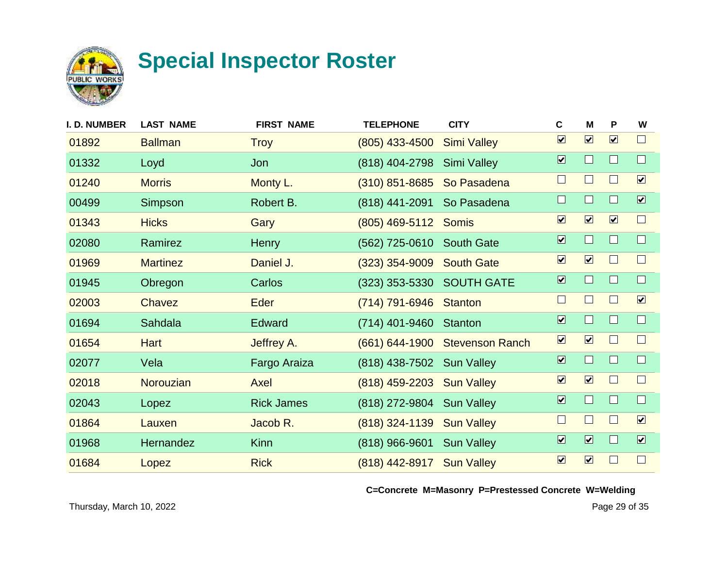# Special Inspector Roster

| I. D. NUMBER | LAST NAME | FIRST NAME | TELEPHONE | CITY | C | M | P | W |
|---|---|---|---|---|---|---|---|---|
| 01892 | Ballman | Troy | (805) 433-4500 | Simi Valley | ☑ | ☑ | ☑ | ☐ |
| 01332 | Loyd | Jon | (818) 404-2798 | Simi Valley | ☑ | ☐ | ☐ | ☐ |
| 01240 | Morris | Monty L. | (310) 851-8685 | So Pasadena | ☐ | ☐ | ☐ | ☑ |
| 00499 | Simpson | Robert B. | (818) 441-2091 | So Pasadena | ☐ | ☐ | ☐ | ☑ |
| 01343 | Hicks | Gary | (805) 469-5112 | Somis | ☑ | ☑ | ☑ | ☐ |
| 02080 | Ramirez | Henry | (562) 725-0610 | South Gate | ☑ | ☐ | ☐ | ☐ |
| 01969 | Martinez | Daniel J. | (323) 354-9009 | South Gate | ☑ | ☑ | ☐ | ☐ |
| 01945 | Obregon | Carlos | (323) 353-5330 | SOUTH GATE | ☑ | ☐ | ☐ | ☐ |
| 02003 | Chavez | Eder | (714) 791-6946 | Stanton | ☐ | ☐ | ☐ | ☑ |
| 01694 | Sahdala | Edward | (714) 401-9460 | Stanton | ☑ | ☐ | ☐ | ☐ |
| 01654 | Hart | Jeffrey A. | (661) 644-1900 | Stevenson Ranch | ☑ | ☑ | ☐ | ☐ |
| 02077 | Vela | Fargo Araiza | (818) 438-7502 | Sun Valley | ☑ | ☐ | ☐ | ☐ |
| 02018 | Norouzian | Axel | (818) 459-2203 | Sun Valley | ☑ | ☑ | ☐ | ☐ |
| 02043 | Lopez | Rick James | (818) 272-9804 | Sun Valley | ☑ | ☐ | ☐ | ☐ |
| 01864 | Lauxen | Jacob R. | (818) 324-1139 | Sun Valley | ☐ | ☐ | ☐ | ☑ |
| 01968 | Hernandez | Kinn | (818) 966-9601 | Sun Valley | ☑ | ☑ | ☐ | ☑ |
| 01684 | Lopez | Rick | (818) 442-8917 | Sun Valley | ☑ | ☑ | ☐ | ☐ |

**C=Concrete M=Masonry P=Prestessed Concrete W=Welding**

Thursday, March 10, 2022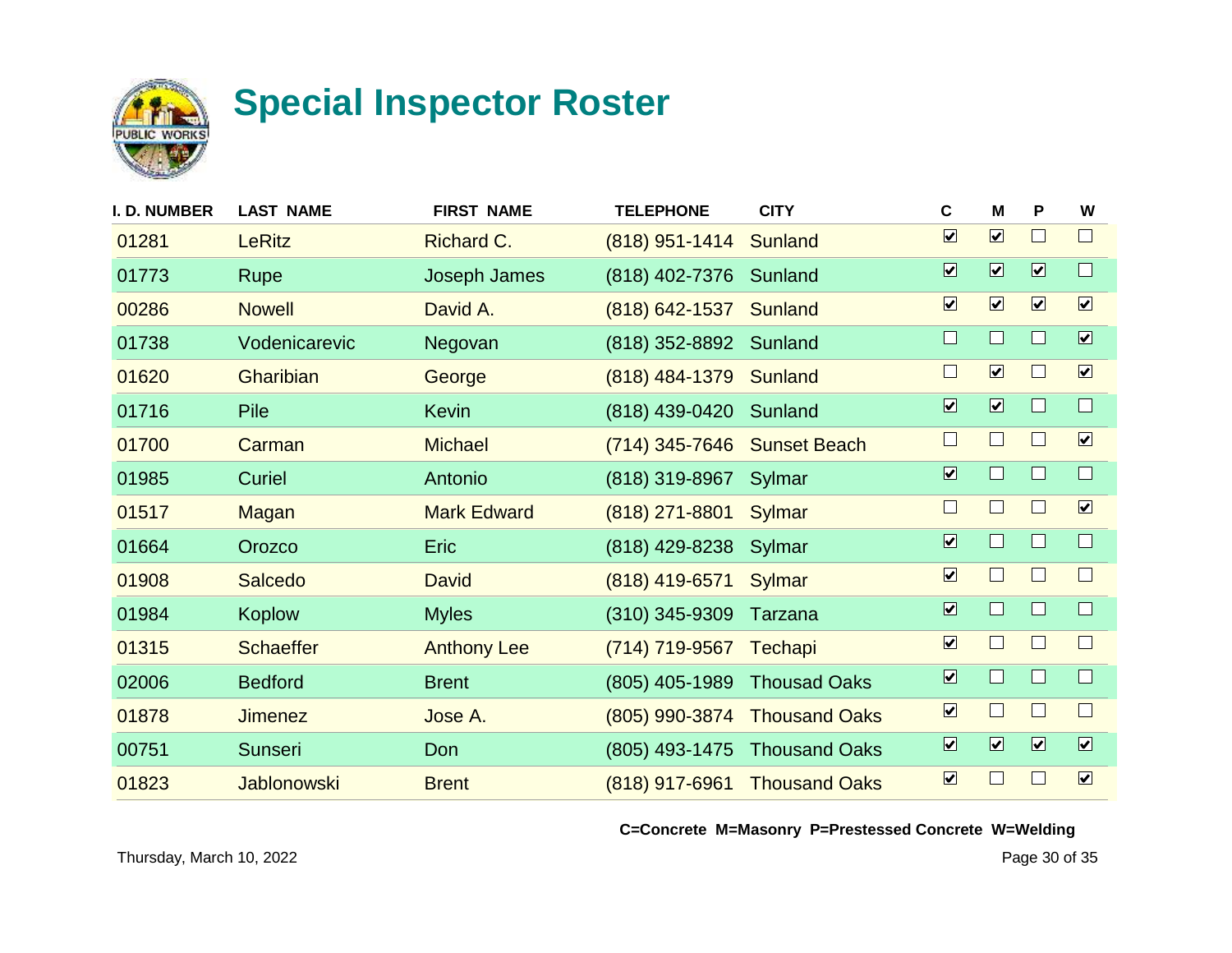# Special Inspector Roster

| I. D. NUMBER | LAST NAME | FIRST NAME | TELEPHONE | CITY | C | M | P | W |
|---|---|---|---|---|---|---|---|---|
| 01281 | LeRitz | Richard C. | (818) 951-1414 | Sunland | ☑ | ☑ | ☐ | ☐ |
| 01773 | Rupe | Joseph James | (818) 402-7376 | Sunland | ☑ | ☑ | ☑ | ☐ |
| 00286 | Nowell | David A. | (818) 642-1537 | Sunland | ☑ | ☑ | ☑ | ☑ |
| 01738 | Vodenicarevic | Negovan | (818) 352-8892 | Sunland | ☐ | ☐ | ☐ | ☑ |
| 01620 | Gharibian | George | (818) 484-1379 | Sunland | ☐ | ☑ | ☐ | ☑ |
| 01716 | Pile | Kevin | (818) 439-0420 | Sunland | ☑ | ☑ | ☐ | ☐ |
| 01700 | Carman | Michael | (714) 345-7646 | Sunset Beach | ☐ | ☐ | ☐ | ☑ |
| 01985 | Curiel | Antonio | (818) 319-8967 | Sylmar | ☑ | ☐ | ☐ | ☐ |
| 01517 | Magan | Mark Edward | (818) 271-8801 | Sylmar | ☐ | ☐ | ☐ | ☑ |
| 01664 | Orozco | Eric | (818) 429-8238 | Sylmar | ☑ | ☐ | ☐ | ☐ |
| 01908 | Salcedo | David | (818) 419-6571 | Sylmar | ☑ | ☐ | ☐ | ☐ |
| 01984 | Koplow | Myles | (310) 345-9309 | Tarzana | ☑ | ☐ | ☐ | ☐ |
| 01315 | Schaeffer | Anthony Lee | (714) 719-9567 | Techapi | ☑ | ☐ | ☐ | ☐ |
| 02006 | Bedford | Brent | (805) 405-1989 | Thousad Oaks | ☑ | ☐ | ☐ | ☐ |
| 01878 | Jimenez | Jose A. | (805) 990-3874 | Thousand Oaks | ☑ | ☐ | ☐ | ☐ |
| 00751 | Sunseri | Don | (805) 493-1475 | Thousand Oaks | ☑ | ☑ | ☑ | ☑ |
| 01823 | Jablonowski | Brent | (818) 917-6961 | Thousand Oaks | ☑ | ☐ | ☐ | ☑ |

**C=Concrete M=Masonry P=Prestessed Concrete W=Welding**

Thursday, March 10, 2022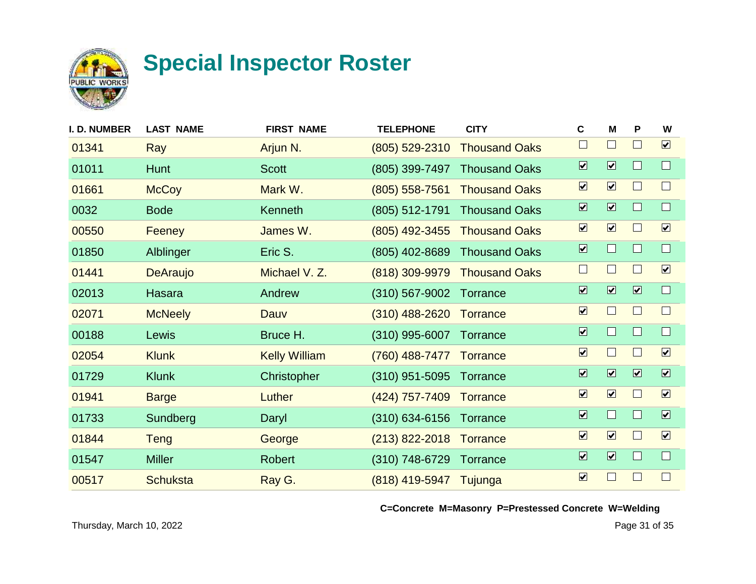# Special Inspector Roster

| I. D. NUMBER | LAST NAME | FIRST NAME | TELEPHONE | CITY | C | M | P | W |
|---|---|---|---|---|---|---|---|---|
| 01341 | Ray | Arjun N. | (805) 529-2310 | Thousand Oaks | ☐ | ☐ | ☐ | ☑ |
| 01011 | Hunt | Scott | (805) 399-7497 | Thousand Oaks | ☑ | ☑ | ☐ | ☐ |
| 01661 | McCoy | Mark W. | (805) 558-7561 | Thousand Oaks | ☑ | ☑ | ☐ | ☐ |
| 0032 | Bode | Kenneth | (805) 512-1791 | Thousand Oaks | ☑ | ☑ | ☐ | ☐ |
| 00550 | Feeney | James W. | (805) 492-3455 | Thousand Oaks | ☑ | ☑ | ☐ | ☑ |
| 01850 | Alblinger | Eric S. | (805) 402-8689 | Thousand Oaks | ☑ | ☐ | ☐ | ☐ |
| 01441 | DeAraujo | Michael V. Z. | (818) 309-9979 | Thousand Oaks | ☐ | ☐ | ☐ | ☑ |
| 02013 | Hasara | Andrew | (310) 567-9002 | Torrance | ☑ | ☑ | ☑ | ☐ |
| 02071 | McNeely | Dauv | (310) 488-2620 | Torrance | ☑ | ☐ | ☐ | ☐ |
| 00188 | Lewis | Bruce H. | (310) 995-6007 | Torrance | ☑ | ☐ | ☐ | ☐ |
| 02054 | Klunk | Kelly William | (760) 488-7477 | Torrance | ☑ | ☐ | ☐ | ☑ |
| 01729 | Klunk | Christopher | (310) 951-5095 | Torrance | ☑ | ☑ | ☑ | ☑ |
| 01941 | Barge | Luther | (424) 757-7409 | Torrance | ☑ | ☑ | ☐ | ☑ |
| 01733 | Sundberg | Daryl | (310) 634-6156 | Torrance | ☑ | ☐ | ☐ | ☑ |
| 01844 | Teng | George | (213) 822-2018 | Torrance | ☑ | ☑ | ☐ | ☑ |
| 01547 | Miller | Robert | (310) 748-6729 | Torrance | ☑ | ☑ | ☐ | ☐ |
| 00517 | Schuksta | Ray G. | (818) 419-5947 | Tujunga | ☑ | ☐ | ☐ | ☐ |

**C=Concrete M=Masonry P=Prestessed Concrete W=Welding**

Thursday, March 10, 2022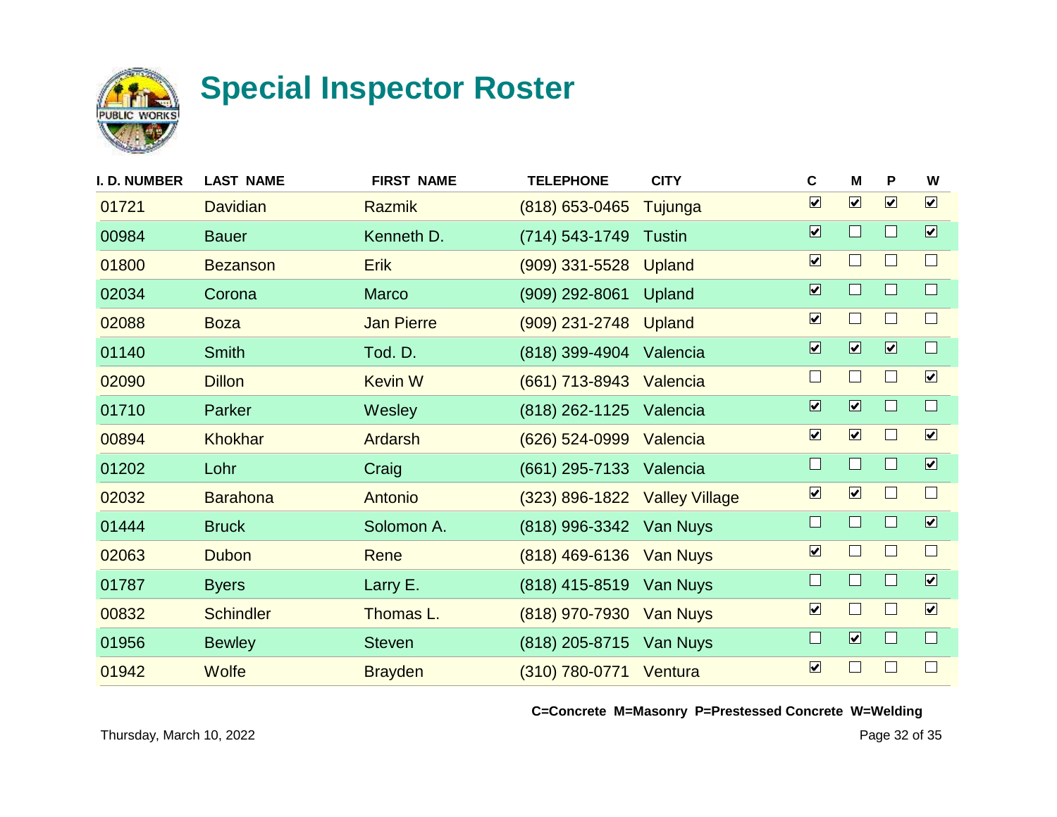# Special Inspector Roster

| I. D. NUMBER | LAST NAME | FIRST NAME | TELEPHONE | CITY | C | M | P | W |
|---|---|---|---|---|---|---|---|---|
| 01721 | Davidian | Razmik | (818) 653-0465 | Tujunga | ☑ | ☑ | ☑ | ☑ |
| 00984 | Bauer | Kenneth D. | (714) 543-1749 | Tustin | ☑ | ☐ | ☐ | ☑ |
| 01800 | Bezanson | Erik | (909) 331-5528 | Upland | ☑ | ☐ | ☐ | ☐ |
| 02034 | Corona | Marco | (909) 292-8061 | Upland | ☑ | ☐ | ☐ | ☐ |
| 02088 | Boza | Jan Pierre | (909) 231-2748 | Upland | ☑ | ☐ | ☐ | ☐ |
| 01140 | Smith | Tod. D. | (818) 399-4904 | Valencia | ☑ | ☑ | ☑ | ☐ |
| 02090 | Dillon | Kevin W | (661) 713-8943 | Valencia | ☐ | ☐ | ☐ | ☑ |
| 01710 | Parker | Wesley | (818) 262-1125 | Valencia | ☑ | ☑ | ☐ | ☐ |
| 00894 | Khokhar | Ardarsh | (626) 524-0999 | Valencia | ☑ | ☑ | ☐ | ☑ |
| 01202 | Lohr | Craig | (661) 295-7133 | Valencia | ☐ | ☐ | ☐ | ☑ |
| 02032 | Barahona | Antonio | (323) 896-1822 | Valley Village | ☑ | ☑ | ☐ | ☐ |
| 01444 | Bruck | Solomon A. | (818) 996-3342 | Van Nuys | ☐ | ☐ | ☐ | ☑ |
| 02063 | Dubon | Rene | (818) 469-6136 | Van Nuys | ☑ | ☐ | ☐ | ☐ |
| 01787 | Byers | Larry E. | (818) 415-8519 | Van Nuys | ☐ | ☐ | ☐ | ☑ |
| 00832 | Schindler | Thomas L. | (818) 970-7930 | Van Nuys | ☑ | ☐ | ☐ | ☑ |
| 01956 | Bewley | Steven | (818) 205-8715 | Van Nuys | ☐ | ☑ | ☐ | ☐ |
| 01942 | Wolfe | Brayden | (310) 780-0771 | Ventura | ☑ | ☐ | ☐ | ☐ |

**C=Concrete M=Masonry P=Prestessed Concrete W=Welding**

Thursday, March 10, 2022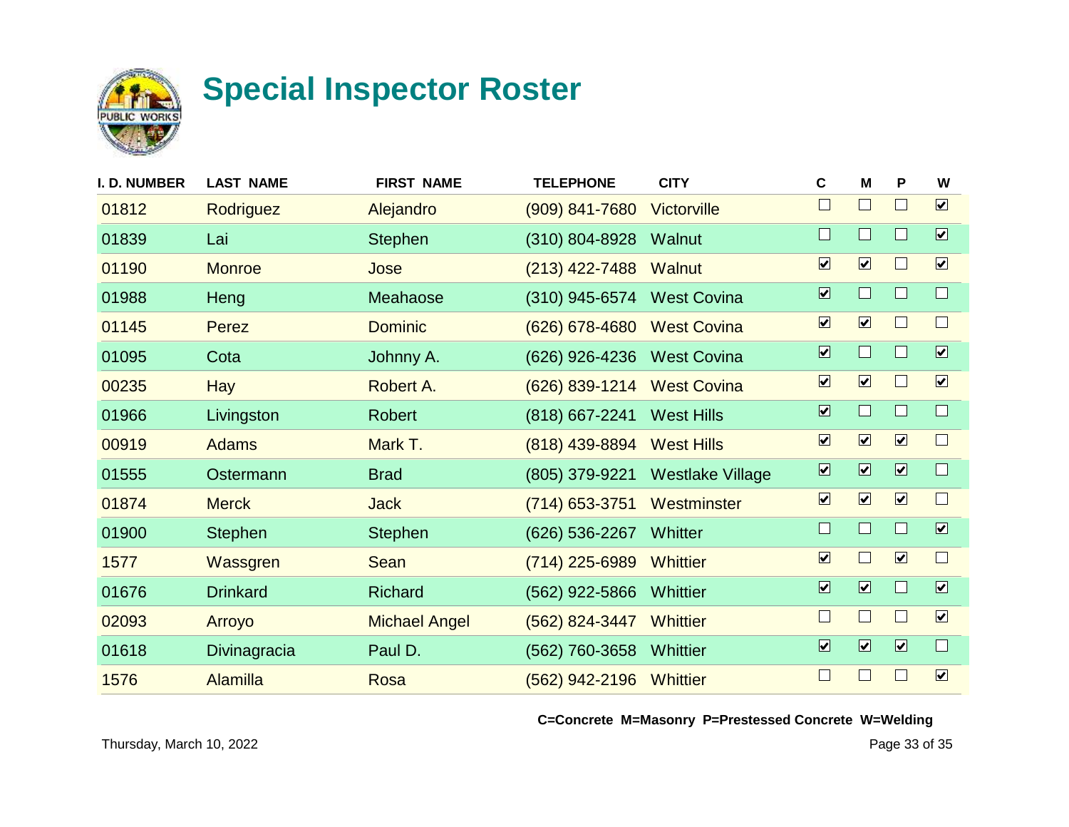# Special Inspector Roster

| I. D. NUMBER | LAST NAME | FIRST NAME | TELEPHONE | CITY | C | M | P | W |
|---|---|---|---|---|---|---|---|---|
| 01812 | Rodriguez | Alejandro | (909) 841-7680 | Victorville | ☐ | ☐ | ☐ | ☑ |
| 01839 | Lai | Stephen | (310) 804-8928 | Walnut | ☐ | ☐ | ☐ | ☑ |
| 01190 | Monroe | Jose | (213) 422-7488 | Walnut | ☑ | ☑ | ☐ | ☑ |
| 01988 | Heng | Meahaose | (310) 945-6574 | West Covina | ☑ | ☐ | ☐ | ☐ |
| 01145 | Perez | Dominic | (626) 678-4680 | West Covina | ☑ | ☑ | ☐ | ☐ |
| 01095 | Cota | Johnny A. | (626) 926-4236 | West Covina | ☑ | ☐ | ☐ | ☑ |
| 00235 | Hay | Robert A. | (626) 839-1214 | West Covina | ☑ | ☑ | ☐ | ☑ |
| 01966 | Livingston | Robert | (818) 667-2241 | West Hills | ☑ | ☐ | ☐ | ☐ |
| 00919 | Adams | Mark T. | (818) 439-8894 | West Hills | ☑ | ☑ | ☑ | ☐ |
| 01555 | Ostermann | Brad | (805) 379-9221 | Westlake Village | ☑ | ☑ | ☑ | ☐ |
| 01874 | Merck | Jack | (714) 653-3751 | Westminster | ☑ | ☑ | ☑ | ☐ |
| 01900 | Stephen | Stephen | (626) 536-2267 | Whitter | ☐ | ☐ | ☐ | ☑ |
| 1577 | Wassgren | Sean | (714) 225-6989 | Whittier | ☑ | ☐ | ☑ | ☐ |
| 01676 | Drinkard | Richard | (562) 922-5866 | Whittier | ☑ | ☑ | ☐ | ☑ |
| 02093 | Arroyo | Michael Angel | (562) 824-3447 | Whittier | ☐ | ☐ | ☐ | ☑ |
| 01618 | Divinagracia | Paul D. | (562) 760-3658 | Whittier | ☑ | ☑ | ☑ | ☐ |
| 1576 | Alamilla | Rosa | (562) 942-2196 | Whittier | ☐ | ☐ | ☐ | ☑ |

**C=Concrete M=Masonry P=Prestessed Concrete W=Welding**

Thursday, March 10, 2022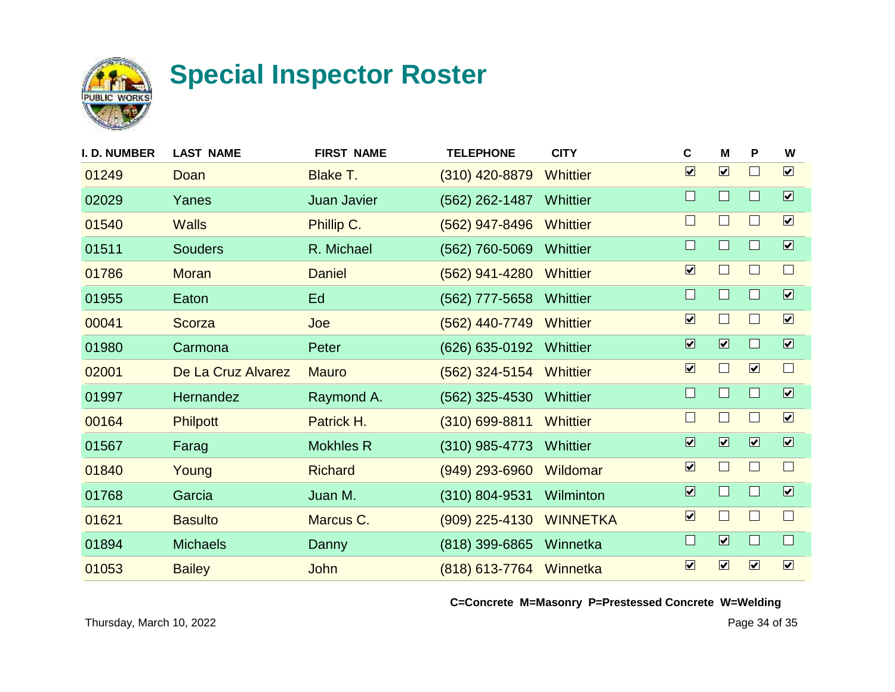# Special Inspector Roster

| I. D. NUMBER | LAST NAME | FIRST NAME | TELEPHONE | CITY | C | M | P | W |
|---|---|---|---|---|---|---|---|---|
| 01249 | Doan | Blake T. | (310) 420-8879 | Whittier | ☑ | ☑ | ☐ | ☑ |
| 02029 | Yanes | Juan Javier | (562) 262-1487 | Whittier | ☐ | ☐ | ☐ | ☑ |
| 01540 | Walls | Phillip C. | (562) 947-8496 | Whittier | ☐ | ☐ | ☐ | ☑ |
| 01511 | Souders | R. Michael | (562) 760-5069 | Whittier | ☐ | ☐ | ☐ | ☑ |
| 01786 | Moran | Daniel | (562) 941-4280 | Whittier | ☑ | ☐ | ☐ | ☐ |
| 01955 | Eaton | Ed | (562) 777-5658 | Whittier | ☐ | ☐ | ☐ | ☑ |
| 00041 | Scorza | Joe | (562) 440-7749 | Whittier | ☑ | ☐ | ☐ | ☑ |
| 01980 | Carmona | Peter | (626) 635-0192 | Whittier | ☑ | ☑ | ☐ | ☑ |
| 02001 | De La Cruz Alvarez | Mauro | (562) 324-5154 | Whittier | ☑ | ☐ | ☑ | ☐ |
| 01997 | Hernandez | Raymond A. | (562) 325-4530 | Whittier | ☐ | ☐ | ☐ | ☑ |
| 00164 | Philpott | Patrick H. | (310) 699-8811 | Whittier | ☐ | ☐ | ☐ | ☑ |
| 01567 | Farag | Mokhles R | (310) 985-4773 | Whittier | ☑ | ☑ | ☑ | ☑ |
| 01840 | Young | Richard | (949) 293-6960 | Wildomar | ☑ | ☐ | ☐ | ☐ |
| 01768 | Garcia | Juan M. | (310) 804-9531 | Wilminton | ☑ | ☐ | ☐ | ☑ |
| 01621 | Basulto | Marcus C. | (909) 225-4130 | WINNETKA | ☑ | ☐ | ☐ | ☐ |
| 01894 | Michaels | Danny | (818) 399-6865 | Winnetka | ☐ | ☑ | ☐ | ☐ |
| 01053 | Bailey | John | (818) 613-7764 | Winnetka | ☑ | ☑ | ☑ | ☑ |

**C=Concrete M=Masonry P=Prestessed Concrete W=Welding**

Thursday, March 10, 2022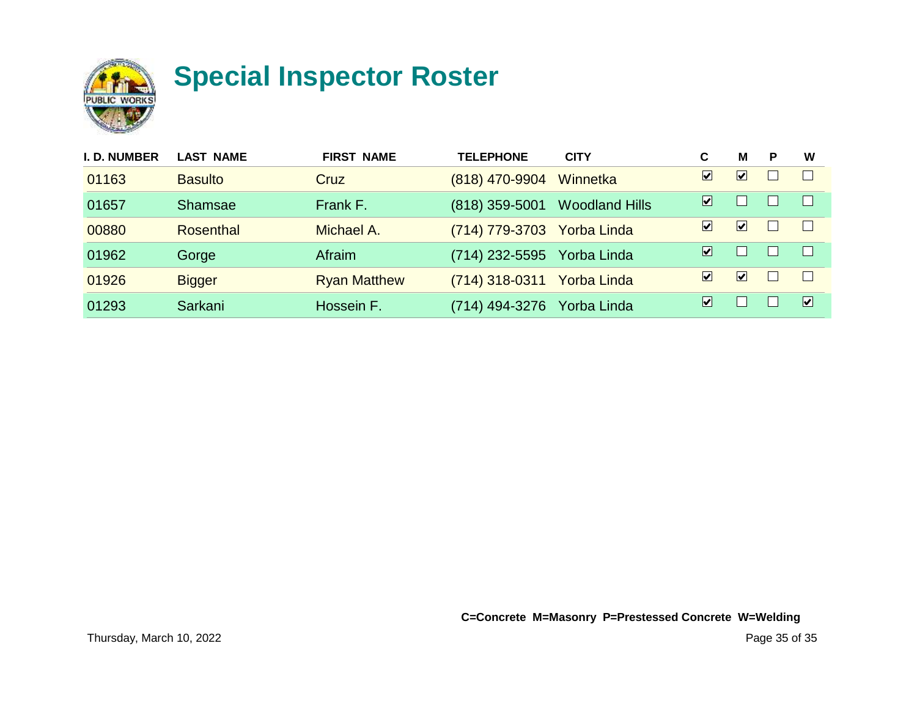# Special Inspector Roster

| I. D. NUMBER | LAST NAME | FIRST NAME | TELEPHONE | CITY | C | M | P | W |
|---|---|---|---|---|---|---|---|---|
| 01163 | Basulto | Cruz | (818) 470-9904 | Winnetka | ☑ | ☑ | ☐ | ☐ |
| 01657 | Shamsae | Frank F. | (818) 359-5001 | Woodland Hills | ☑ | ☐ | ☐ | ☐ |
| 00880 | Rosenthal | Michael A. | (714) 779-3703 | Yorba Linda | ☑ | ☑ | ☐ | ☐ |
| 01962 | Gorge | Afraim | (714) 232-5595 | Yorba Linda | ☑ | ☐ | ☐ | ☐ |
| 01926 | Bigger | Ryan Matthew | (714) 318-0311 | Yorba Linda | ☑ | ☑ | ☐ | ☐ |
| 01293 | Sarkani | Hossein F. | (714) 494-3276 | Yorba Linda | ☑ | ☐ | ☐ | ☑ |

**C=Concrete M=Masonry P=Prestessed Concrete W=Welding**

Thursday, March 10, 2022